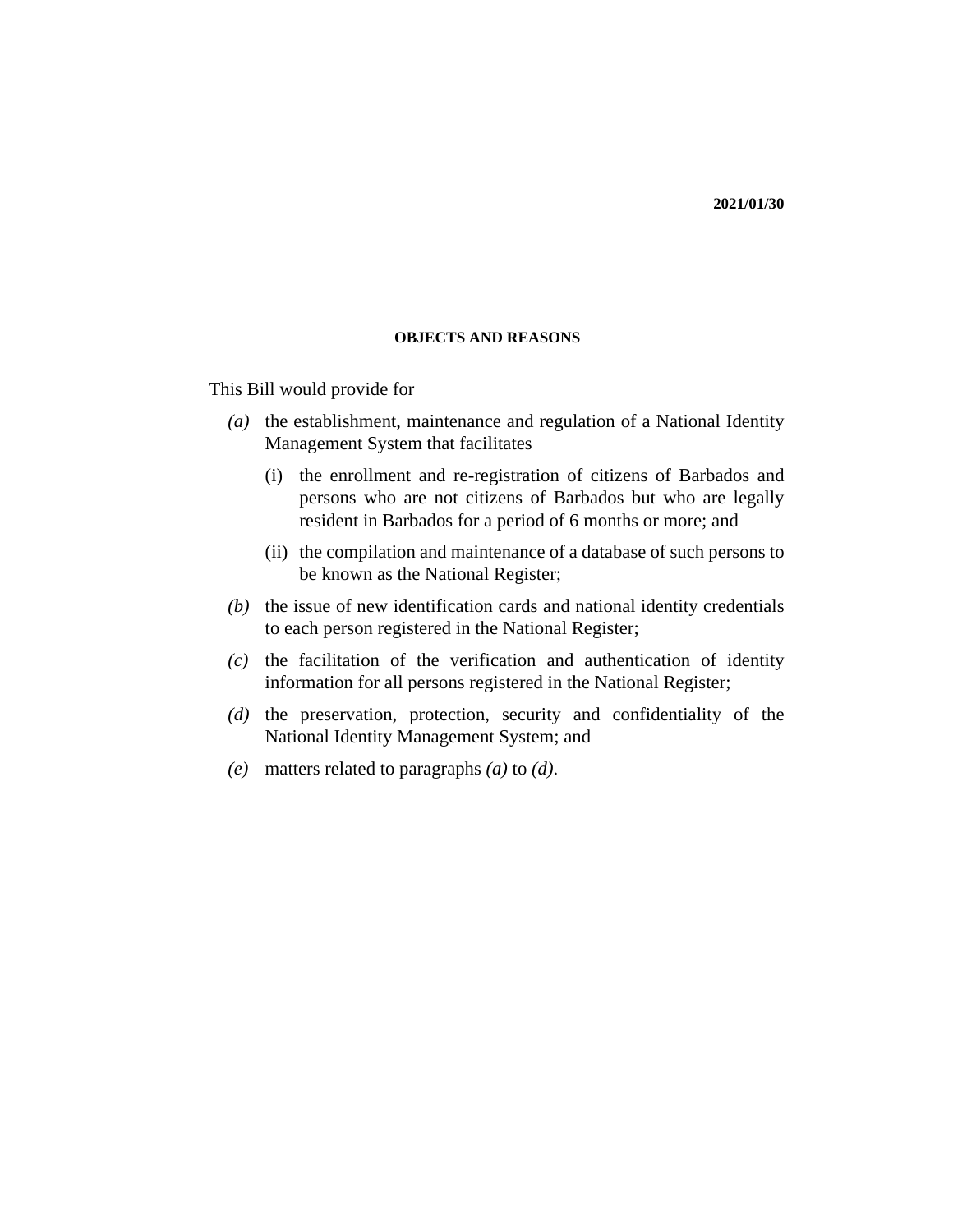2021/01/30

## OBJECTS AND REASONS

This Bill would provide for

*(a)* the establishment, maintenance and regulation of a National Identity Management System that facilitates

  (i) the enrollment and re-registration of citizens of Barbados and persons who are not citizens of Barbados but who are legally resident in Barbados for a period of 6 months or more; and

  (ii) the compilation and maintenance of a database of such persons to be known as the National Register;

*(b)* the issue of new identification cards and national identity credentials to each person registered in the National Register;

*(c)* the facilitation of the verification and authentication of identity information for all persons registered in the National Register;

*(d)* the preservation, protection, security and confidentiality of the National Identity Management System; and

*(e)* matters related to paragraphs *(a)* to *(d)*.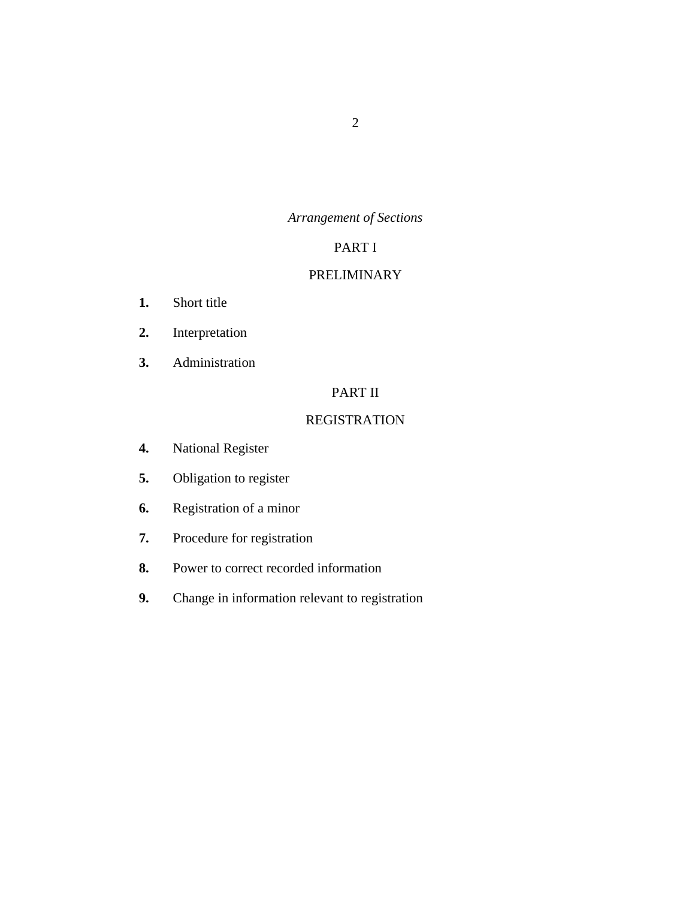*Arrangement of Sections*

PART I

PRELIMINARY

**1.** Short title

**2.** Interpretation

**3.** Administration

PART II

REGISTRATION

**4.** National Register

**5.** Obligation to register

**6.** Registration of a minor

**7.** Procedure for registration

**8.** Power to correct recorded information

**9.** Change in information relevant to registration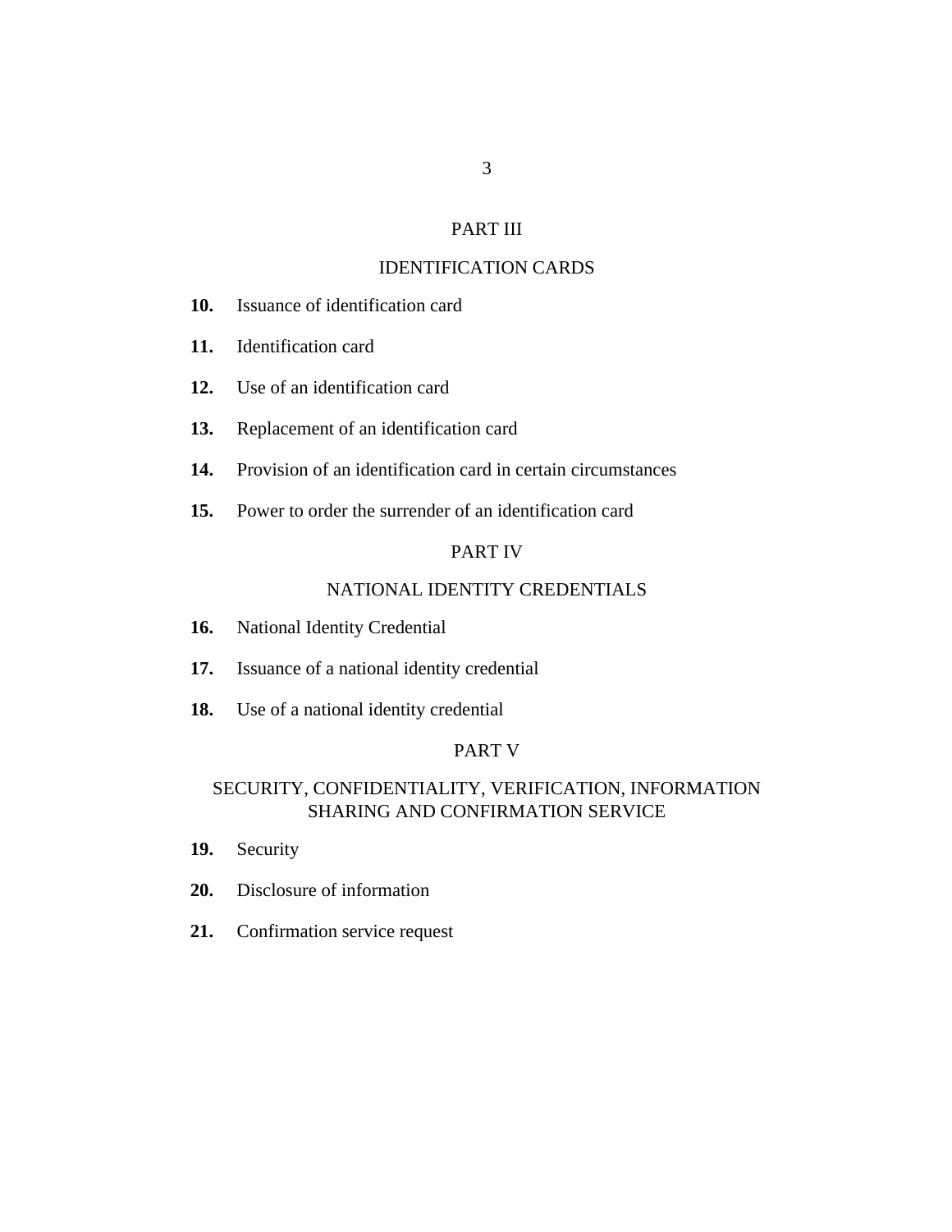## PART III

## IDENTIFICATION CARDS

**10.** Issuance of identification card

**11.** Identification card

**12.** Use of an identification card

**13.** Replacement of an identification card

**14.** Provision of an identification card in certain circumstances

**15.** Power to order the surrender of an identification card

## PART IV

## NATIONAL IDENTITY CREDENTIALS

**16.** National Identity Credential

**17.** Issuance of a national identity credential

**18.** Use of a national identity credential

## PART V

## SECURITY, CONFIDENTIALITY, VERIFICATION, INFORMATION SHARING AND CONFIRMATION SERVICE

**19.** Security

**20.** Disclosure of information

**21.** Confirmation service request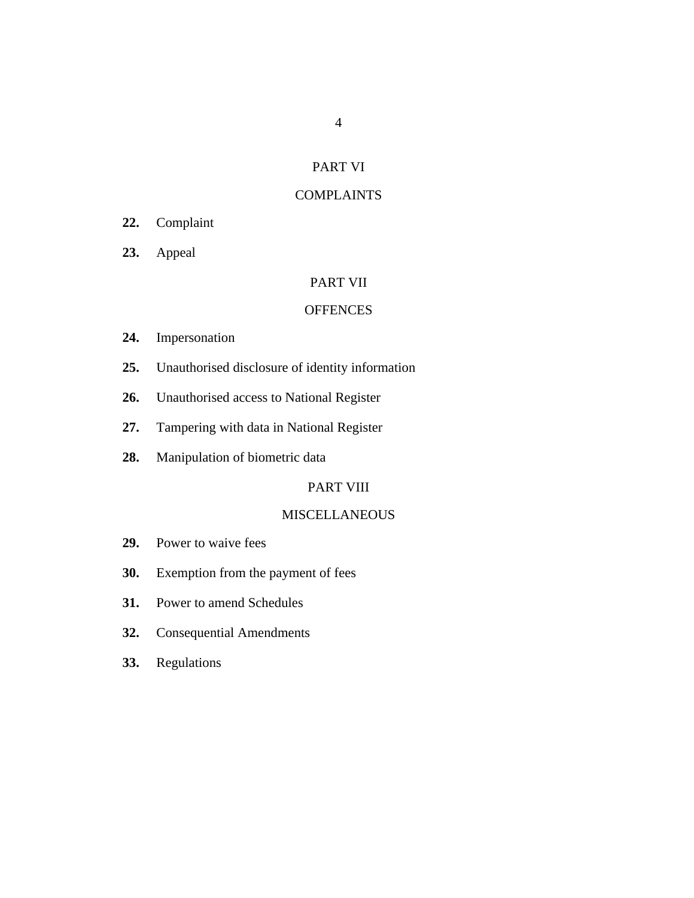## PART VI

## COMPLAINTS

**22.** Complaint

**23.** Appeal

## PART VII

## OFFENCES

**24.** Impersonation

**25.** Unauthorised disclosure of identity information

**26.** Unauthorised access to National Register

**27.** Tampering with data in National Register

**28.** Manipulation of biometric data

## PART VIII

## MISCELLANEOUS

**29.** Power to waive fees

**30.** Exemption from the payment of fees

**31.** Power to amend Schedules

**32.** Consequential Amendments

**33.** Regulations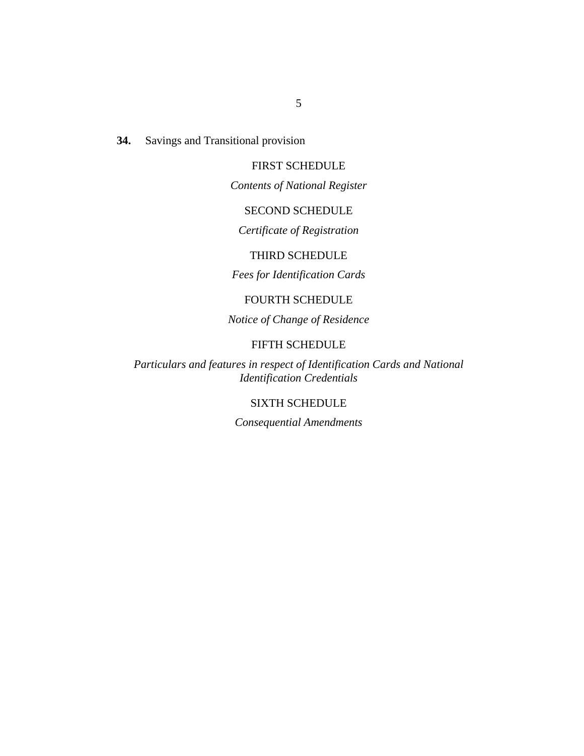**34.** Savings and Transitional provision

FIRST SCHEDULE

*Contents of National Register*

SECOND SCHEDULE

*Certificate of Registration*

THIRD SCHEDULE

*Fees for Identification Cards*

FOURTH SCHEDULE

*Notice of Change of Residence*

FIFTH SCHEDULE

*Particulars and features in respect of Identification Cards and National Identification Credentials*

SIXTH SCHEDULE

*Consequential Amendments*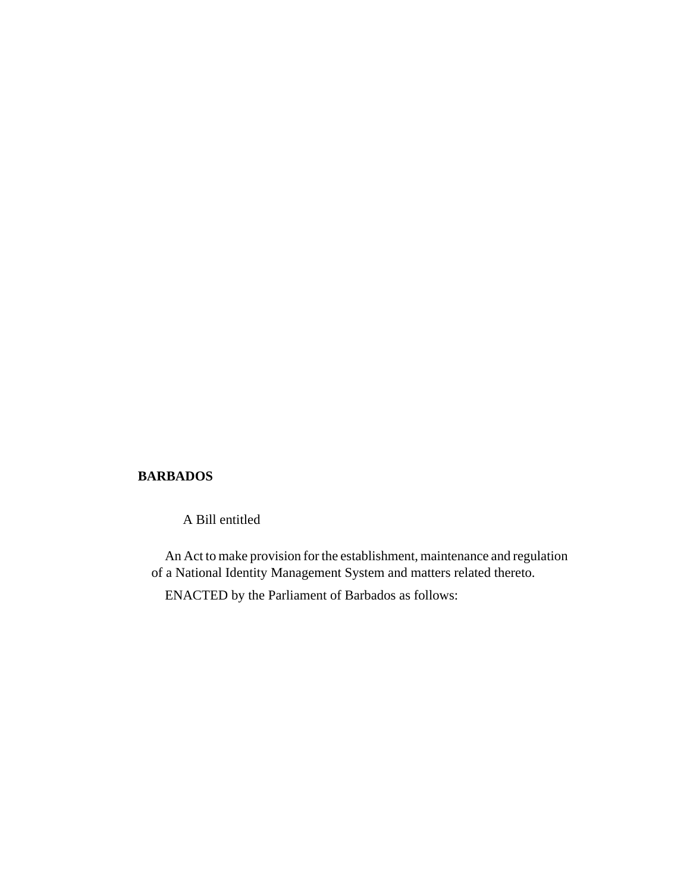**BARBADOS**

A Bill entitled

An Act to make provision for the establishment, maintenance and regulation of a National Identity Management System and matters related thereto.

ENACTED by the Parliament of Barbados as follows: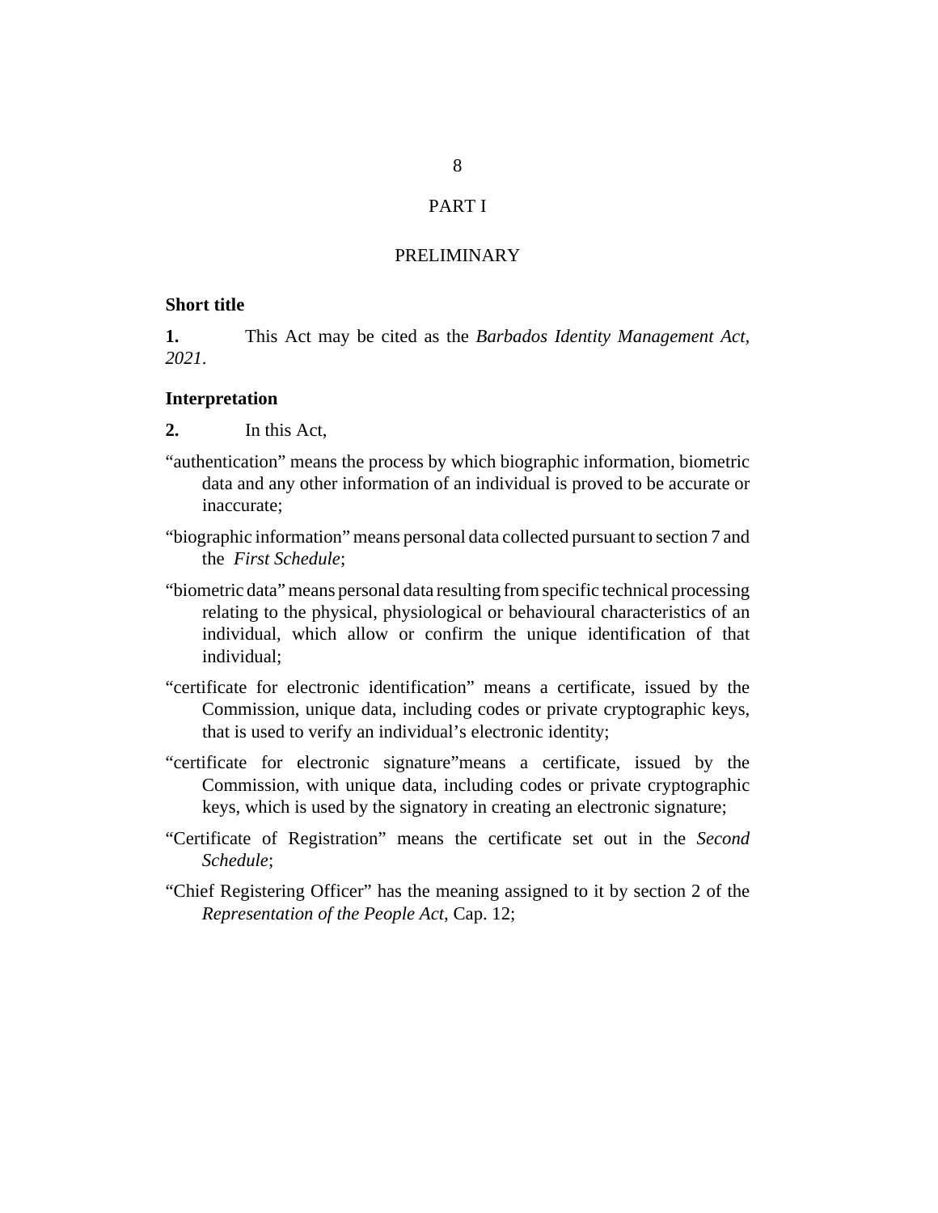# PART I

## PRELIMINARY

**Short title**

**1.** This Act may be cited as the *Barbados Identity Management Act, 2021*.

**Interpretation**

**2.** In this Act,

"authentication" means the process by which biographic information, biometric data and any other information of an individual is proved to be accurate or inaccurate;

"biographic information" means personal data collected pursuant to section 7 and the *First Schedule*;

"biometric data" means personal data resulting from specific technical processing relating to the physical, physiological or behavioural characteristics of an individual, which allow or confirm the unique identification of that individual;

"certificate for electronic identification" means a certificate, issued by the Commission, unique data, including codes or private cryptographic keys, that is used to verify an individual's electronic identity;

"certificate for electronic signature"means a certificate, issued by the Commission, with unique data, including codes or private cryptographic keys, which is used by the signatory in creating an electronic signature;

"Certificate of Registration" means the certificate set out in the *Second Schedule*;

"Chief Registering Officer" has the meaning assigned to it by section 2 of the *Representation of the People Act*, Cap. 12;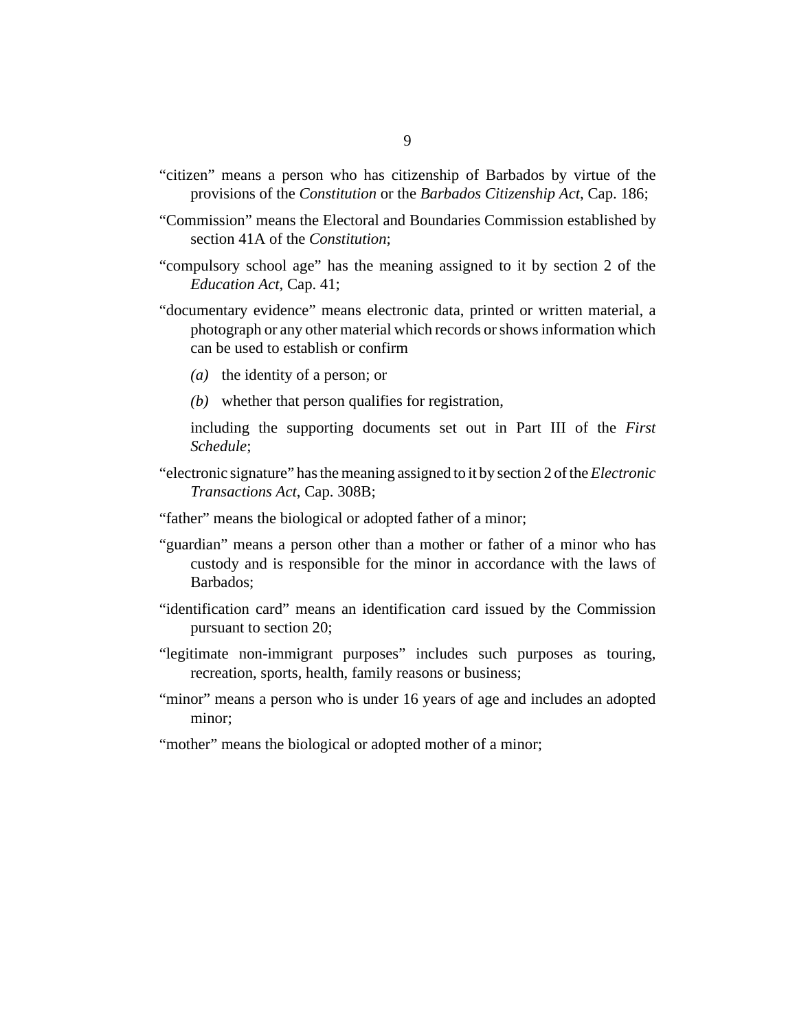"citizen" means a person who has citizenship of Barbados by virtue of the provisions of the *Constitution* or the *Barbados Citizenship Act*, Cap. 186;

"Commission" means the Electoral and Boundaries Commission established by section 41A of the *Constitution*;

"compulsory school age" has the meaning assigned to it by section 2 of the *Education Act*, Cap. 41;

"documentary evidence" means electronic data, printed or written material, a photograph or any other material which records or shows information which can be used to establish or confirm

*(a)* the identity of a person; or

*(b)* whether that person qualifies for registration,

including the supporting documents set out in Part III of the *First Schedule*;

"electronic signature" has the meaning assigned to it by section 2 of the *Electronic Transactions Act*, Cap. 308B;

"father" means the biological or adopted father of a minor;

"guardian" means a person other than a mother or father of a minor who has custody and is responsible for the minor in accordance with the laws of Barbados;

"identification card" means an identification card issued by the Commission pursuant to section 20;

"legitimate non-immigrant purposes" includes such purposes as touring, recreation, sports, health, family reasons or business;

"minor" means a person who is under 16 years of age and includes an adopted minor;

"mother" means the biological or adopted mother of a minor;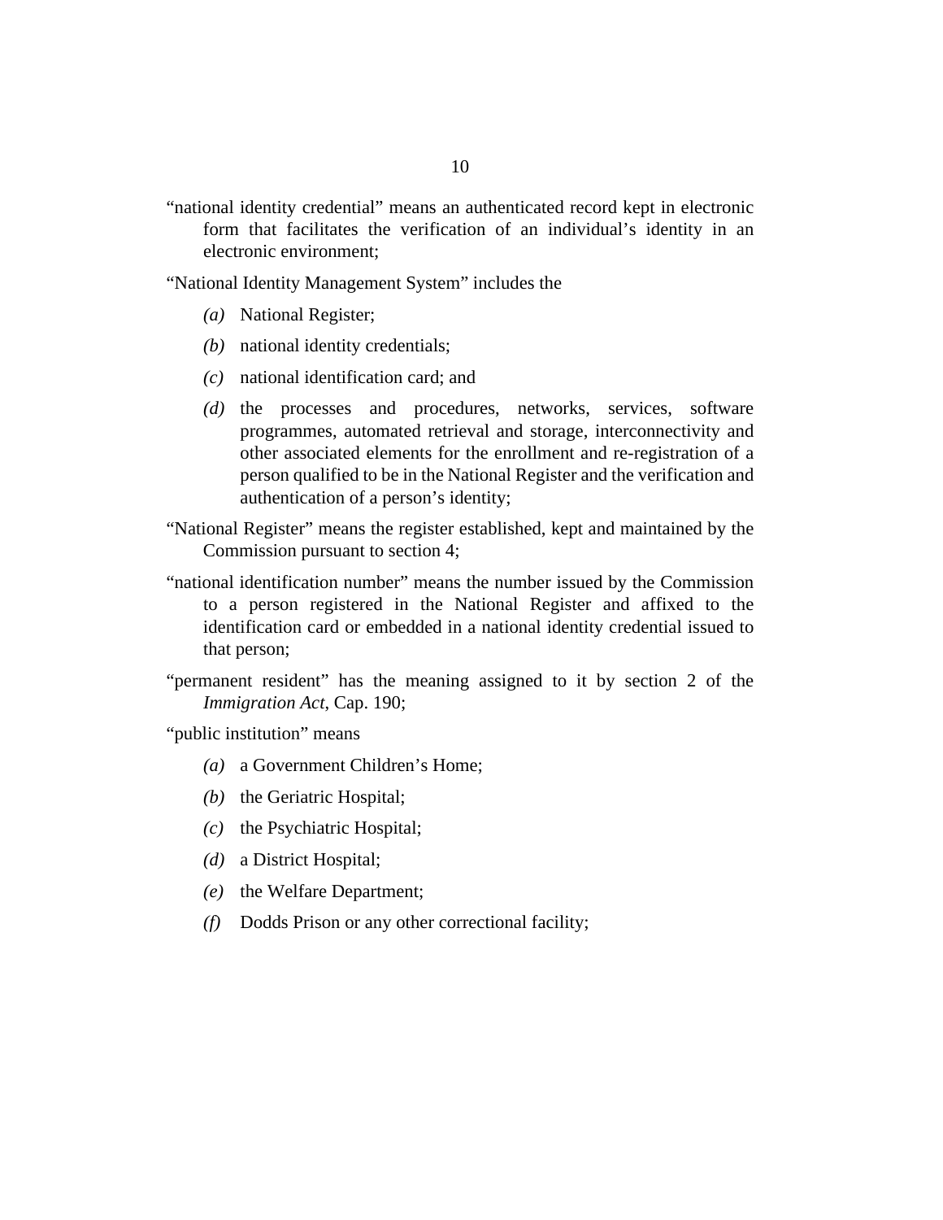"national identity credential" means an authenticated record kept in electronic form that facilitates the verification of an individual's identity in an electronic environment;

"National Identity Management System" includes the

*(a)* National Register;

*(b)* national identity credentials;

*(c)* national identification card; and

*(d)* the processes and procedures, networks, services, software programmes, automated retrieval and storage, interconnectivity and other associated elements for the enrollment and re-registration of a person qualified to be in the National Register and the verification and authentication of a person's identity;

"National Register" means the register established, kept and maintained by the Commission pursuant to section 4;

"national identification number" means the number issued by the Commission to a person registered in the National Register and affixed to the identification card or embedded in a national identity credential issued to that person;

"permanent resident" has the meaning assigned to it by section 2 of the *Immigration Act*, Cap. 190;

"public institution" means

*(a)* a Government Children's Home;

*(b)* the Geriatric Hospital;

*(c)* the Psychiatric Hospital;

*(d)* a District Hospital;

*(e)* the Welfare Department;

*(f)* Dodds Prison or any other correctional facility;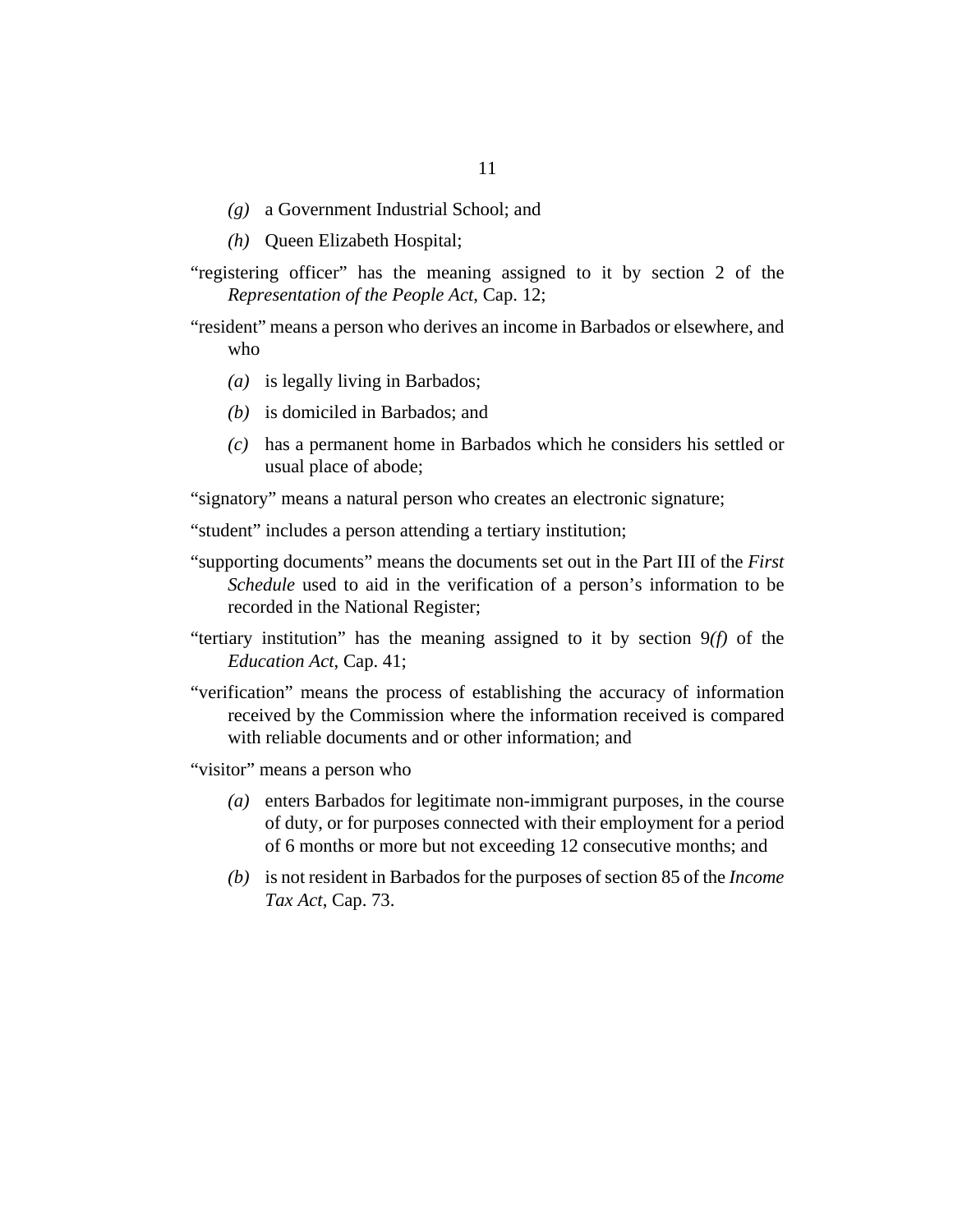*(g)* a Government Industrial School; and

*(h)* Queen Elizabeth Hospital;

"registering officer" has the meaning assigned to it by section 2 of the *Representation of the People Act*, Cap. 12;

"resident" means a person who derives an income in Barbados or elsewhere, and who

*(a)* is legally living in Barbados;

*(b)* is domiciled in Barbados; and

*(c)* has a permanent home in Barbados which he considers his settled or usual place of abode;

"signatory" means a natural person who creates an electronic signature;

"student" includes a person attending a tertiary institution;

"supporting documents" means the documents set out in the Part III of the *First Schedule* used to aid in the verification of a person's information to be recorded in the National Register;

"tertiary institution" has the meaning assigned to it by section 9*(f)* of the *Education Act*, Cap. 41;

"verification" means the process of establishing the accuracy of information received by the Commission where the information received is compared with reliable documents and or other information; and

"visitor" means a person who

*(a)* enters Barbados for legitimate non-immigrant purposes, in the course of duty, or for purposes connected with their employment for a period of 6 months or more but not exceeding 12 consecutive months; and

*(b)* is not resident in Barbados for the purposes of section 85 of the *Income Tax Act*, Cap. 73.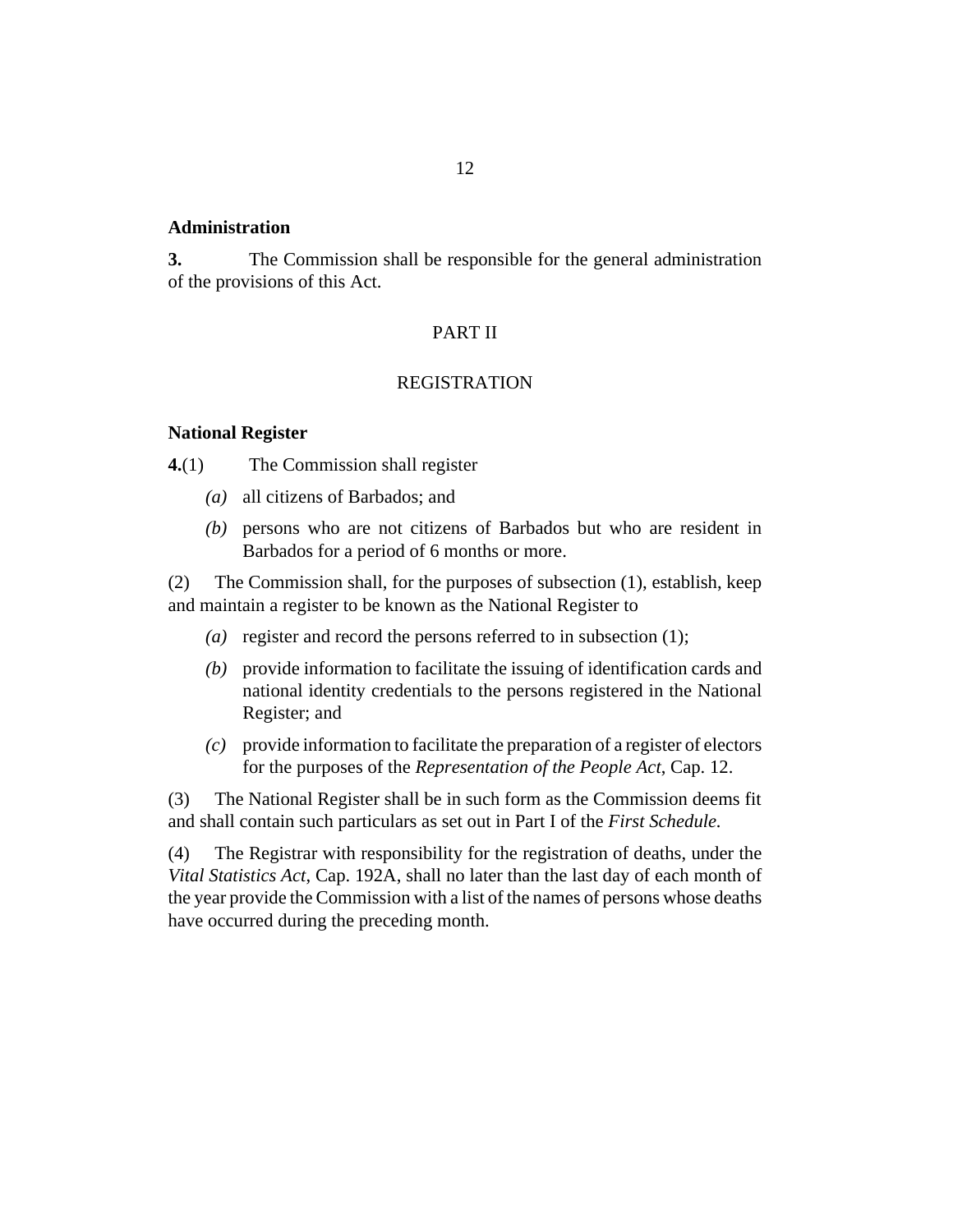**Administration**

**3.** The Commission shall be responsible for the general administration of the provisions of this Act.

PART II

REGISTRATION

**National Register**

**4.**(1) The Commission shall register

- *(a)* all citizens of Barbados; and
- *(b)* persons who are not citizens of Barbados but who are resident in Barbados for a period of 6 months or more.

(2) The Commission shall, for the purposes of subsection (1), establish, keep and maintain a register to be known as the National Register to

- *(a)* register and record the persons referred to in subsection (1);
- *(b)* provide information to facilitate the issuing of identification cards and national identity credentials to the persons registered in the National Register; and
- *(c)* provide information to facilitate the preparation of a register of electors for the purposes of the *Representation of the People Act*, Cap. 12.

(3) The National Register shall be in such form as the Commission deems fit and shall contain such particulars as set out in Part I of the *First Schedule*.

(4) The Registrar with responsibility for the registration of deaths, under the *Vital Statistics Act*, Cap. 192A, shall no later than the last day of each month of the year provide the Commission with a list of the names of persons whose deaths have occurred during the preceding month.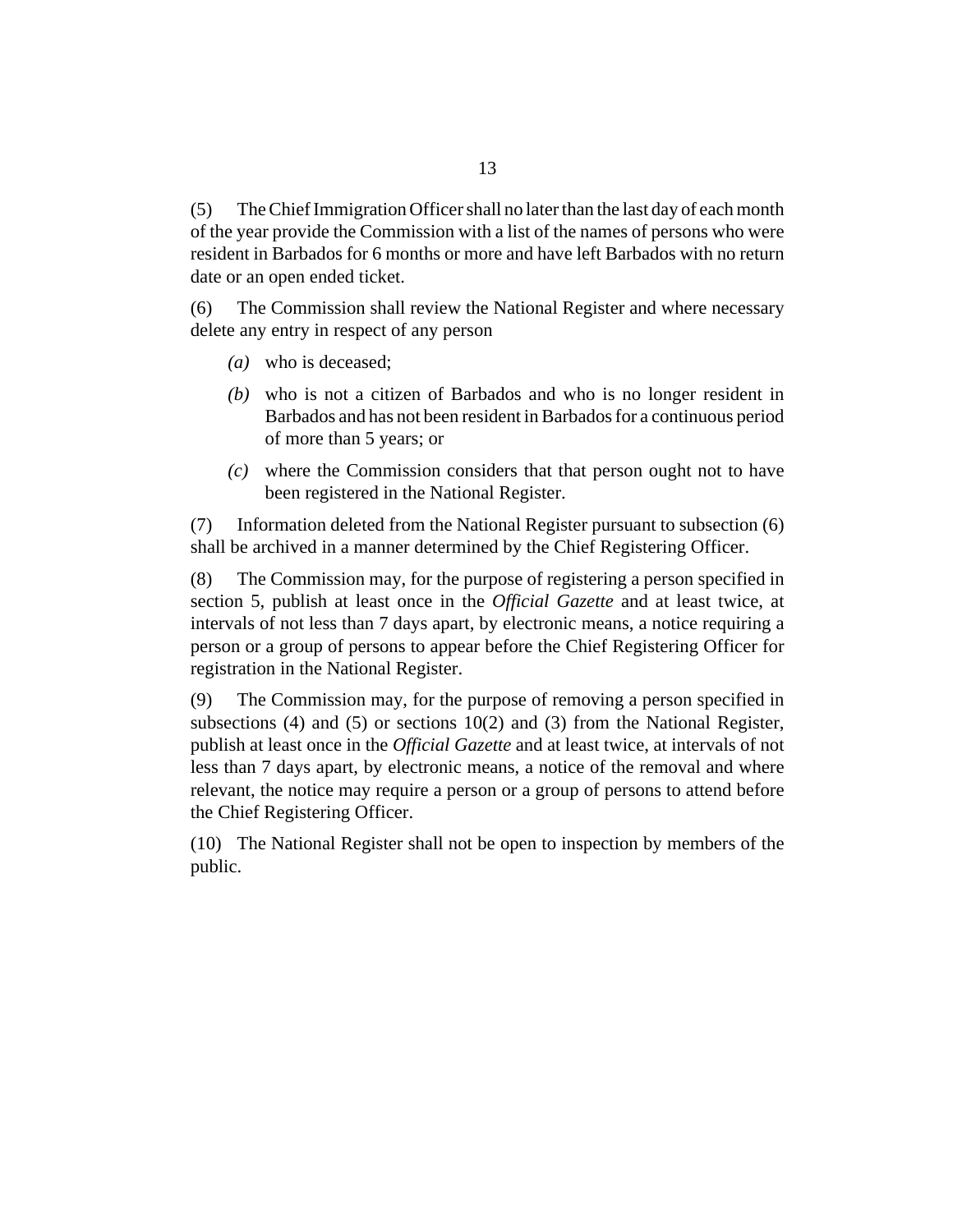(5) The Chief Immigration Officer shall no later than the last day of each month of the year provide the Commission with a list of the names of persons who were resident in Barbados for 6 months or more and have left Barbados with no return date or an open ended ticket.

(6) The Commission shall review the National Register and where necessary delete any entry in respect of any person

- *(a)* who is deceased;
- *(b)* who is not a citizen of Barbados and who is no longer resident in Barbados and has not been resident in Barbados for a continuous period of more than 5 years; or
- *(c)* where the Commission considers that that person ought not to have been registered in the National Register.

(7) Information deleted from the National Register pursuant to subsection (6) shall be archived in a manner determined by the Chief Registering Officer.

(8) The Commission may, for the purpose of registering a person specified in section 5, publish at least once in the *Official Gazette* and at least twice, at intervals of not less than 7 days apart, by electronic means, a notice requiring a person or a group of persons to appear before the Chief Registering Officer for registration in the National Register.

(9) The Commission may, for the purpose of removing a person specified in subsections (4) and (5) or sections 10(2) and (3) from the National Register, publish at least once in the *Official Gazette* and at least twice, at intervals of not less than 7 days apart, by electronic means, a notice of the removal and where relevant, the notice may require a person or a group of persons to attend before the Chief Registering Officer.

(10) The National Register shall not be open to inspection by members of the public.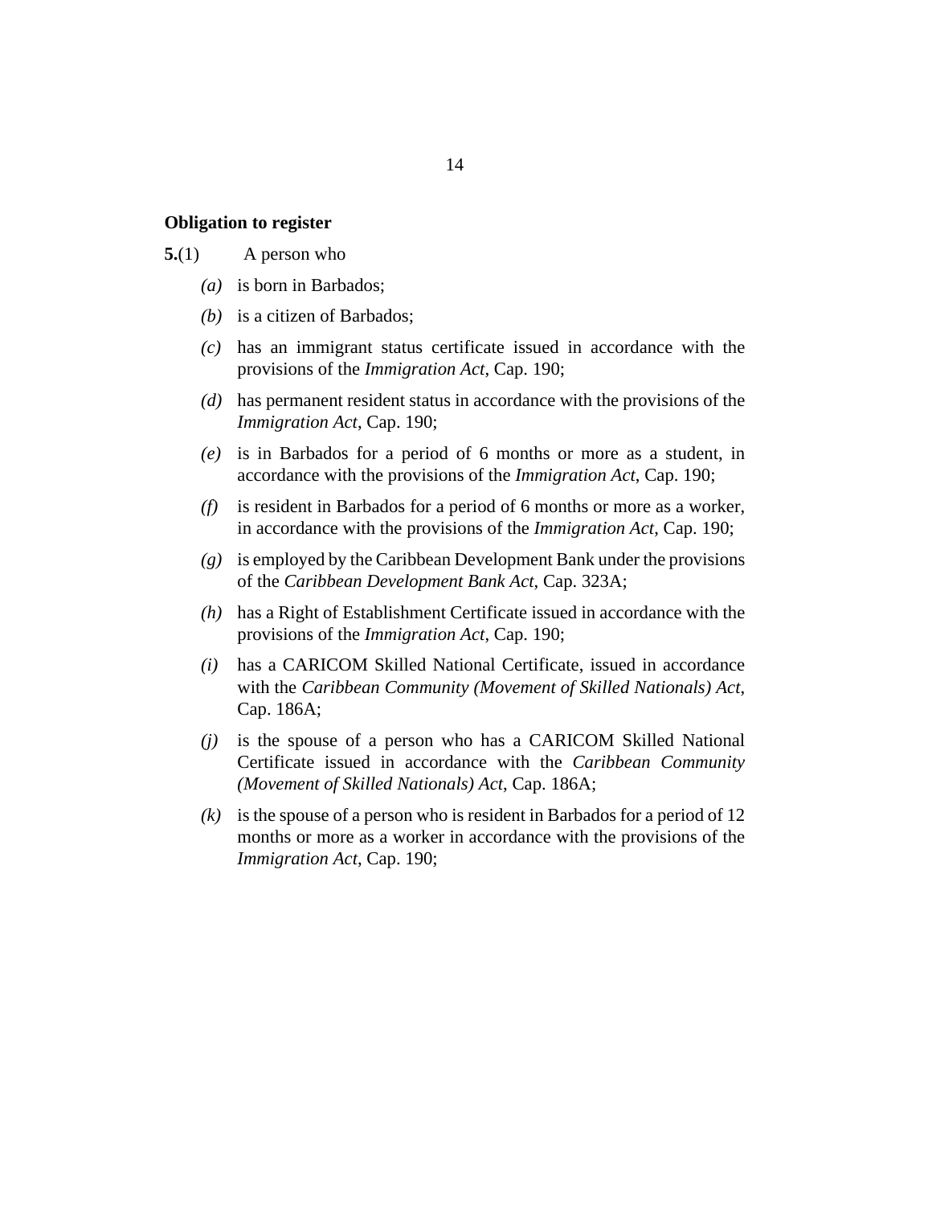**Obligation to register**

**5.**(1) A person who

*(a)* is born in Barbados;

*(b)* is a citizen of Barbados;

*(c)* has an immigrant status certificate issued in accordance with the provisions of the *Immigration Act*, Cap. 190;

*(d)* has permanent resident status in accordance with the provisions of the *Immigration Act*, Cap. 190;

*(e)* is in Barbados for a period of 6 months or more as a student, in accordance with the provisions of the *Immigration Act*, Cap. 190;

*(f)* is resident in Barbados for a period of 6 months or more as a worker, in accordance with the provisions of the *Immigration Act*, Cap. 190;

*(g)* is employed by the Caribbean Development Bank under the provisions of the *Caribbean Development Bank Act*, Cap. 323A;

*(h)* has a Right of Establishment Certificate issued in accordance with the provisions of the *Immigration Act*, Cap. 190;

*(i)* has a CARICOM Skilled National Certificate, issued in accordance with the *Caribbean Community (Movement of Skilled Nationals) Act*, Cap. 186A;

*(j)* is the spouse of a person who has a CARICOM Skilled National Certificate issued in accordance with the *Caribbean Community (Movement of Skilled Nationals) Act*, Cap. 186A;

*(k)* is the spouse of a person who is resident in Barbados for a period of 12 months or more as a worker in accordance with the provisions of the *Immigration Act*, Cap. 190;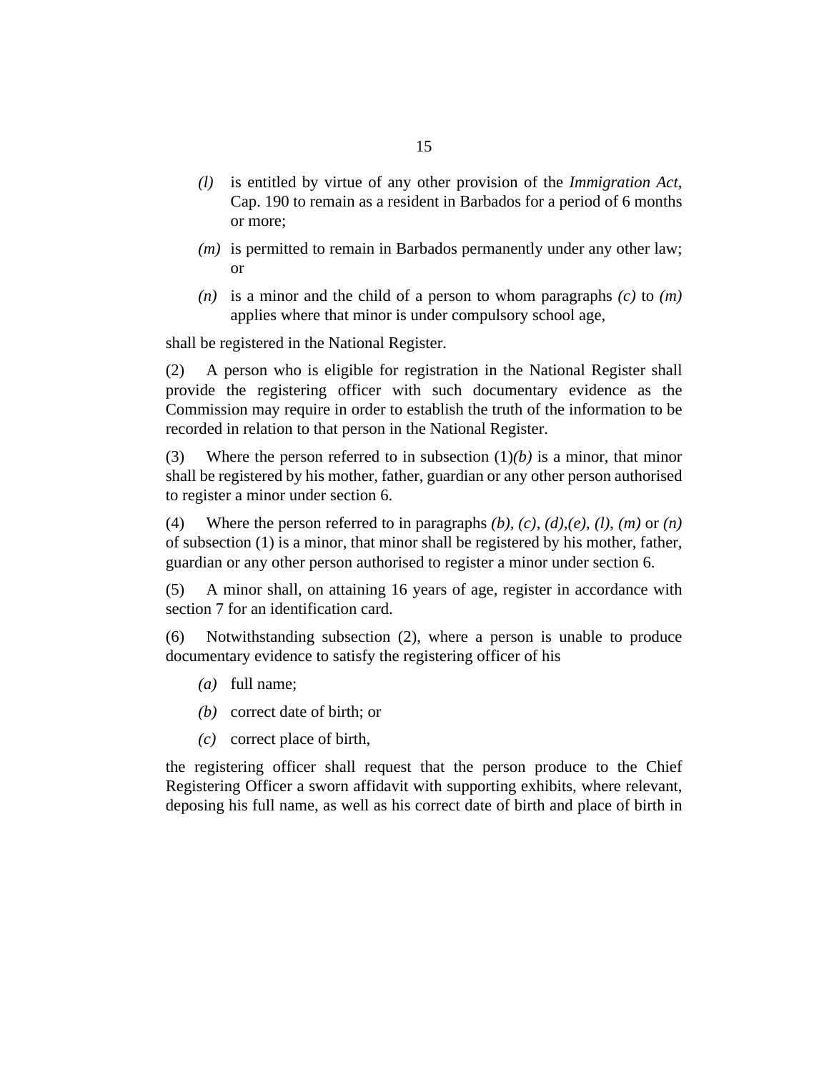*(l)* is entitled by virtue of any other provision of the *Immigration Act*, Cap. 190 to remain as a resident in Barbados for a period of 6 months or more;

*(m)* is permitted to remain in Barbados permanently under any other law; or

*(n)* is a minor and the child of a person to whom paragraphs *(c)* to *(m)* applies where that minor is under compulsory school age,

shall be registered in the National Register.

(2) A person who is eligible for registration in the National Register shall provide the registering officer with such documentary evidence as the Commission may require in order to establish the truth of the information to be recorded in relation to that person in the National Register.

(3) Where the person referred to in subsection (1)*(b)* is a minor, that minor shall be registered by his mother, father, guardian or any other person authorised to register a minor under section 6.

(4) Where the person referred to in paragraphs *(b)*, *(c)*, *(d)*,*(e)*, *(l)*, *(m)* or *(n)* of subsection (1) is a minor, that minor shall be registered by his mother, father, guardian or any other person authorised to register a minor under section 6.

(5) A minor shall, on attaining 16 years of age, register in accordance with section 7 for an identification card.

(6) Notwithstanding subsection (2), where a person is unable to produce documentary evidence to satisfy the registering officer of his

*(a)* full name;

*(b)* correct date of birth; or

*(c)* correct place of birth,

the registering officer shall request that the person produce to the Chief Registering Officer a sworn affidavit with supporting exhibits, where relevant, deposing his full name, as well as his correct date of birth and place of birth in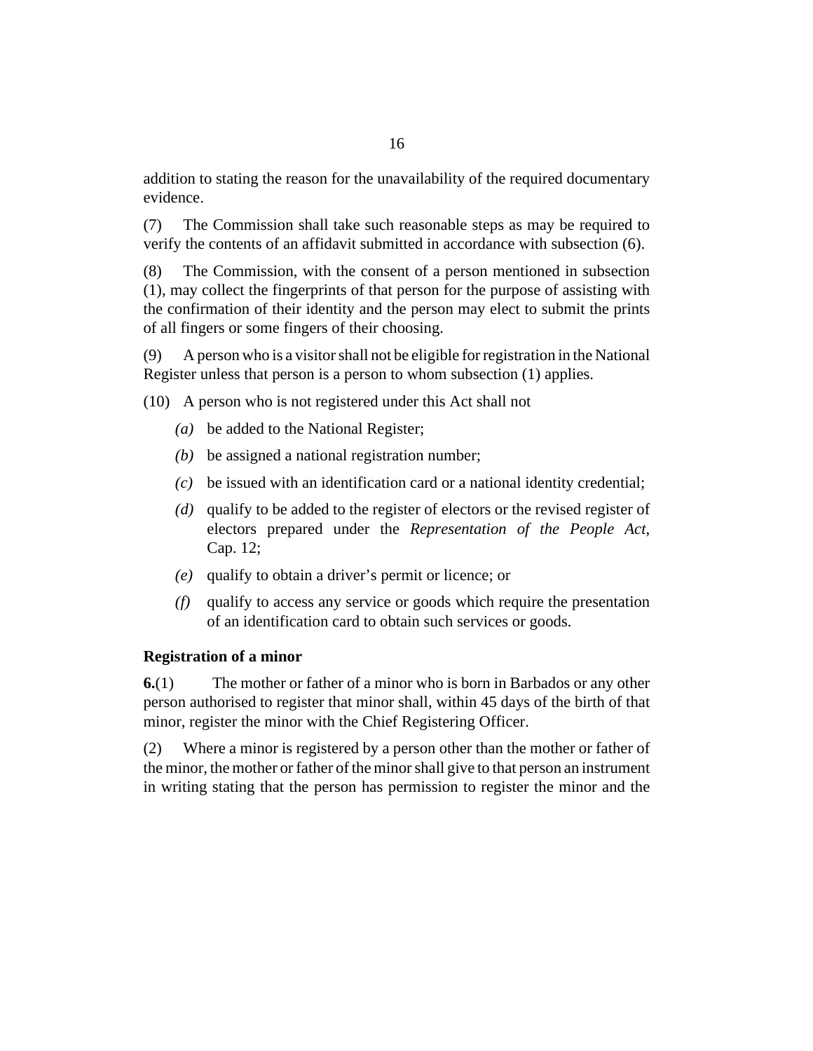addition to stating the reason for the unavailability of the required documentary evidence.

(7) The Commission shall take such reasonable steps as may be required to verify the contents of an affidavit submitted in accordance with subsection (6).

(8) The Commission, with the consent of a person mentioned in subsection (1), may collect the fingerprints of that person for the purpose of assisting with the confirmation of their identity and the person may elect to submit the prints of all fingers or some fingers of their choosing.

(9) A person who is a visitor shall not be eligible for registration in the National Register unless that person is a person to whom subsection (1) applies.

(10) A person who is not registered under this Act shall not

- *(a)* be added to the National Register;
- *(b)* be assigned a national registration number;
- *(c)* be issued with an identification card or a national identity credential;
- *(d)* qualify to be added to the register of electors or the revised register of electors prepared under the *Representation of the People Act*, Cap. 12;
- *(e)* qualify to obtain a driver's permit or licence; or
- *(f)* qualify to access any service or goods which require the presentation of an identification card to obtain such services or goods.

**Registration of a minor**

**6.**(1) The mother or father of a minor who is born in Barbados or any other person authorised to register that minor shall, within 45 days of the birth of that minor, register the minor with the Chief Registering Officer.

(2) Where a minor is registered by a person other than the mother or father of the minor, the mother or father of the minor shall give to that person an instrument in writing stating that the person has permission to register the minor and the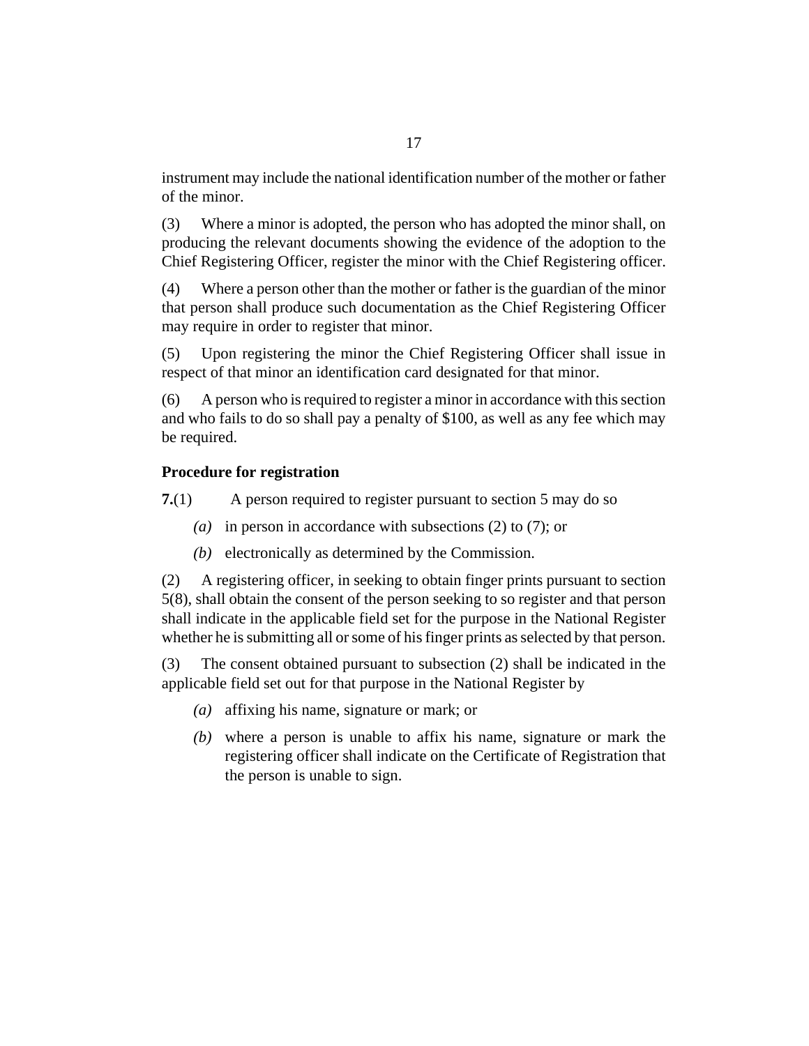instrument may include the national identification number of the mother or father of the minor.

(3) Where a minor is adopted, the person who has adopted the minor shall, on producing the relevant documents showing the evidence of the adoption to the Chief Registering Officer, register the minor with the Chief Registering officer.

(4) Where a person other than the mother or father is the guardian of the minor that person shall produce such documentation as the Chief Registering Officer may require in order to register that minor.

(5) Upon registering the minor the Chief Registering Officer shall issue in respect of that minor an identification card designated for that minor.

(6) A person who is required to register a minor in accordance with this section and who fails to do so shall pay a penalty of $100, as well as any fee which may be required.

**Procedure for registration**

**7.**(1) A person required to register pursuant to section 5 may do so

*(a)* in person in accordance with subsections (2) to (7); or

*(b)* electronically as determined by the Commission.

(2) A registering officer, in seeking to obtain finger prints pursuant to section 5(8), shall obtain the consent of the person seeking to so register and that person shall indicate in the applicable field set for the purpose in the National Register whether he is submitting all or some of his finger prints as selected by that person.

(3) The consent obtained pursuant to subsection (2) shall be indicated in the applicable field set out for that purpose in the National Register by

*(a)* affixing his name, signature or mark; or

*(b)* where a person is unable to affix his name, signature or mark the registering officer shall indicate on the Certificate of Registration that the person is unable to sign.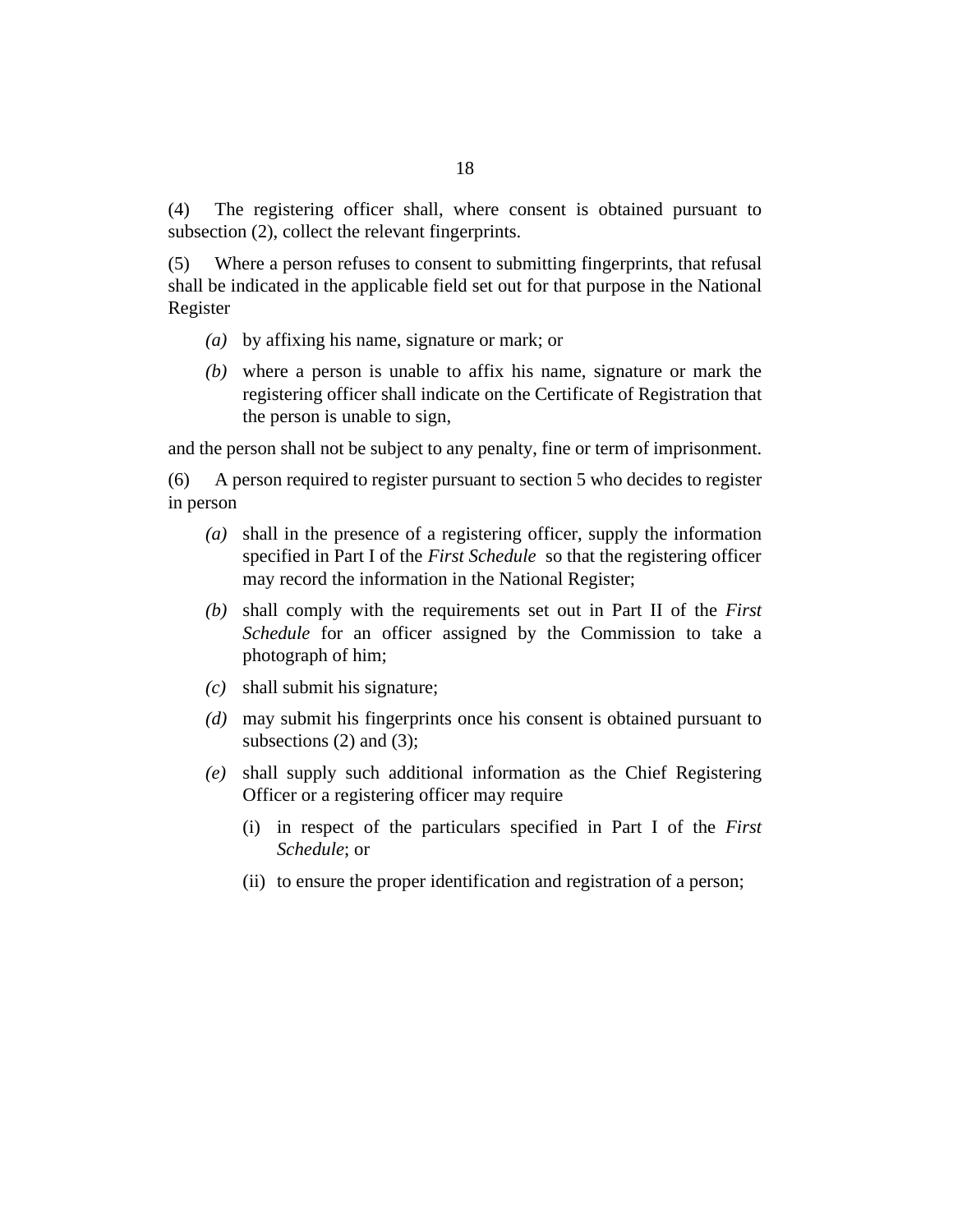(4) The registering officer shall, where consent is obtained pursuant to subsection (2), collect the relevant fingerprints.

(5) Where a person refuses to consent to submitting fingerprints, that refusal shall be indicated in the applicable field set out for that purpose in the National Register

- *(a)* by affixing his name, signature or mark; or
- *(b)* where a person is unable to affix his name, signature or mark the registering officer shall indicate on the Certificate of Registration that the person is unable to sign,

and the person shall not be subject to any penalty, fine or term of imprisonment.

(6) A person required to register pursuant to section 5 who decides to register in person

- *(a)* shall in the presence of a registering officer, supply the information specified in Part I of the *First Schedule* so that the registering officer may record the information in the National Register;
- *(b)* shall comply with the requirements set out in Part II of the *First Schedule* for an officer assigned by the Commission to take a photograph of him;
- *(c)* shall submit his signature;
- *(d)* may submit his fingerprints once his consent is obtained pursuant to subsections (2) and (3);
- *(e)* shall supply such additional information as the Chief Registering Officer or a registering officer may require
  - (i) in respect of the particulars specified in Part I of the *First Schedule*; or
  - (ii) to ensure the proper identification and registration of a person;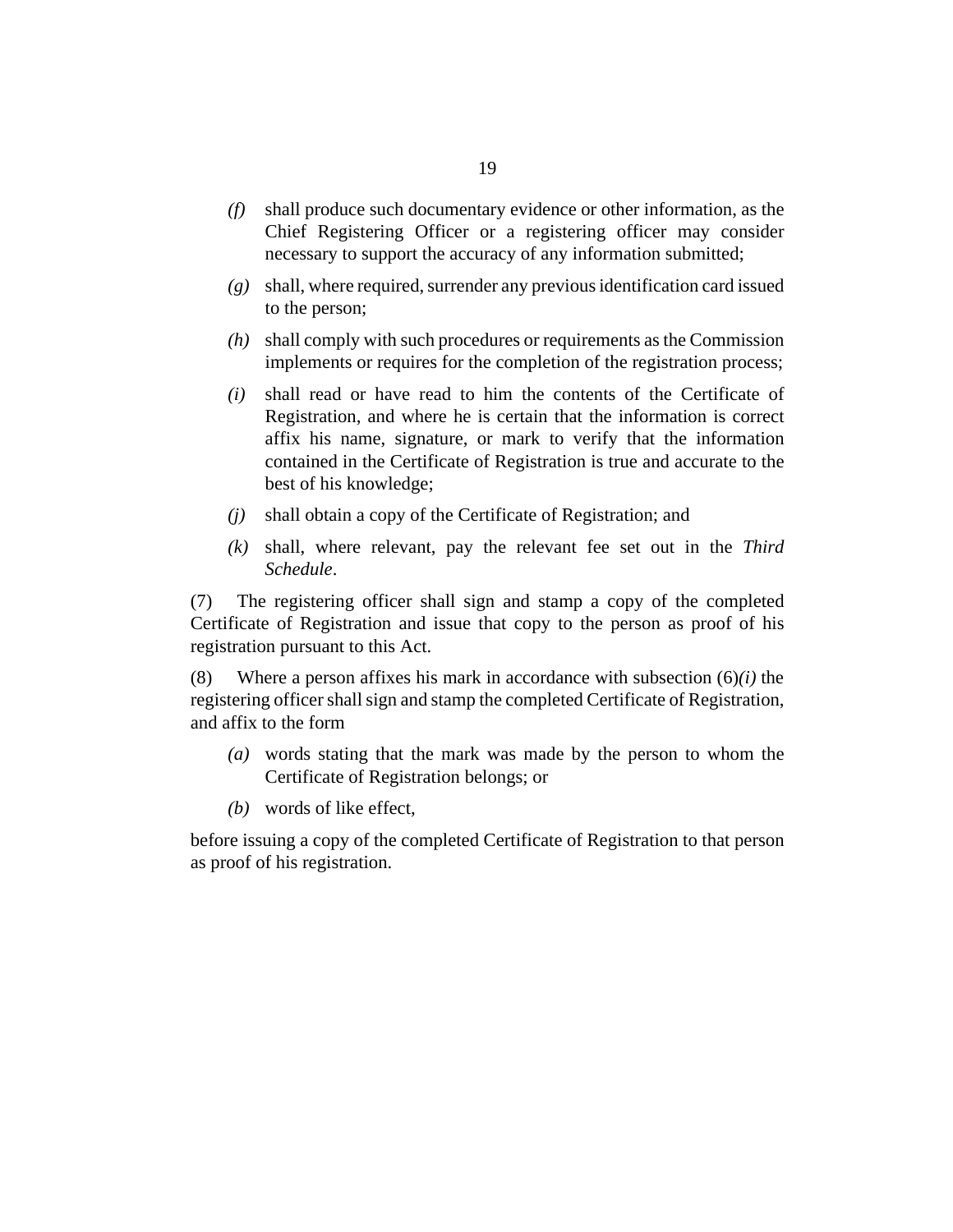*(f)* shall produce such documentary evidence or other information, as the Chief Registering Officer or a registering officer may consider necessary to support the accuracy of any information submitted;

*(g)* shall, where required, surrender any previous identification card issued to the person;

*(h)* shall comply with such procedures or requirements as the Commission implements or requires for the completion of the registration process;

*(i)* shall read or have read to him the contents of the Certificate of Registration, and where he is certain that the information is correct affix his name, signature, or mark to verify that the information contained in the Certificate of Registration is true and accurate to the best of his knowledge;

*(j)* shall obtain a copy of the Certificate of Registration; and

*(k)* shall, where relevant, pay the relevant fee set out in the *Third Schedule*.

(7) The registering officer shall sign and stamp a copy of the completed Certificate of Registration and issue that copy to the person as proof of his registration pursuant to this Act.

(8) Where a person affixes his mark in accordance with subsection (6)*(i)* the registering officer shall sign and stamp the completed Certificate of Registration, and affix to the form

*(a)* words stating that the mark was made by the person to whom the Certificate of Registration belongs; or

*(b)* words of like effect,

before issuing a copy of the completed Certificate of Registration to that person as proof of his registration.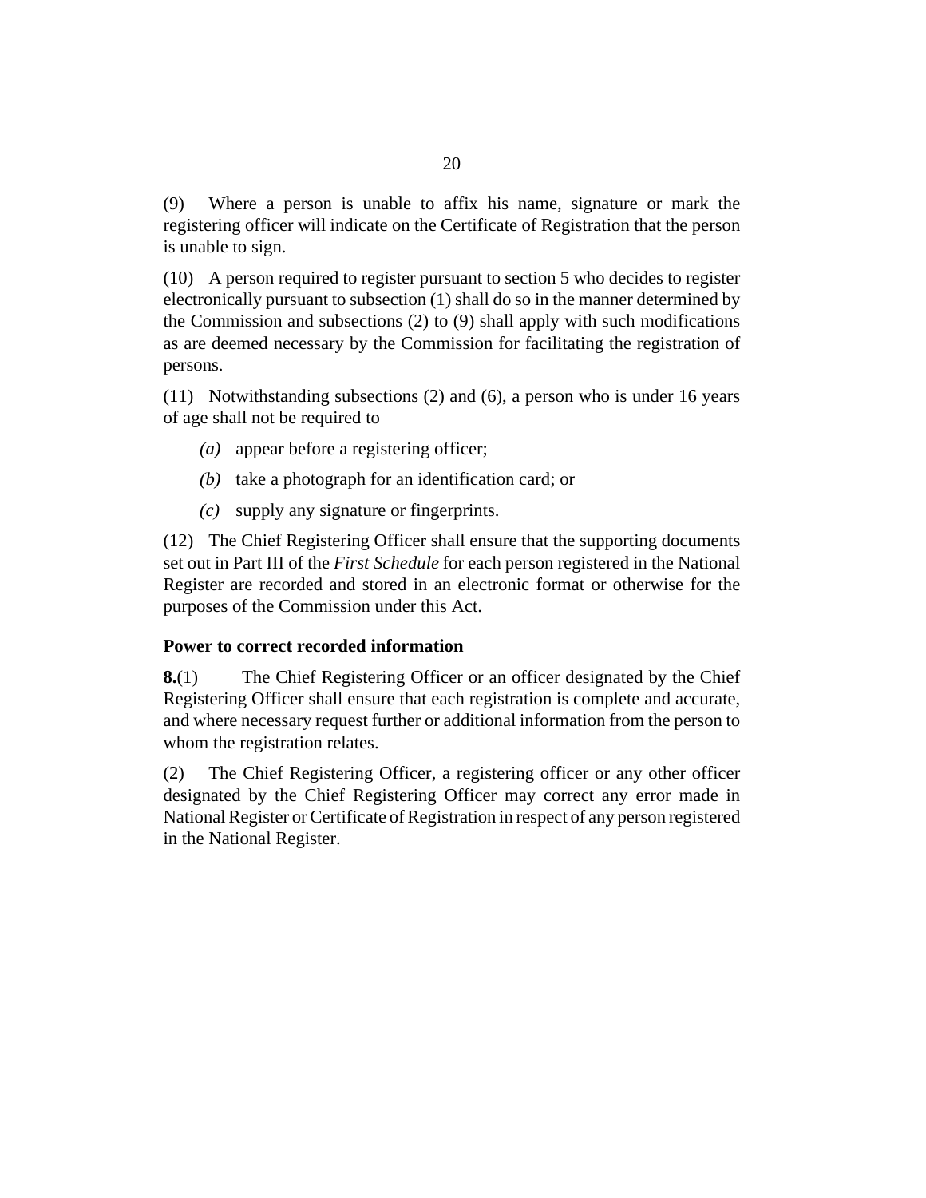(9) Where a person is unable to affix his name, signature or mark the registering officer will indicate on the Certificate of Registration that the person is unable to sign.

(10) A person required to register pursuant to section 5 who decides to register electronically pursuant to subsection (1) shall do so in the manner determined by the Commission and subsections (2) to (9) shall apply with such modifications as are deemed necessary by the Commission for facilitating the registration of persons.

(11) Notwithstanding subsections (2) and (6), a person who is under 16 years of age shall not be required to

- *(a)* appear before a registering officer;
- *(b)* take a photograph for an identification card; or
- *(c)* supply any signature or fingerprints.

(12) The Chief Registering Officer shall ensure that the supporting documents set out in Part III of the *First Schedule* for each person registered in the National Register are recorded and stored in an electronic format or otherwise for the purposes of the Commission under this Act.

### Power to correct recorded information

**8.**(1) The Chief Registering Officer or an officer designated by the Chief Registering Officer shall ensure that each registration is complete and accurate, and where necessary request further or additional information from the person to whom the registration relates.

(2) The Chief Registering Officer, a registering officer or any other officer designated by the Chief Registering Officer may correct any error made in National Register or Certificate of Registration in respect of any person registered in the National Register.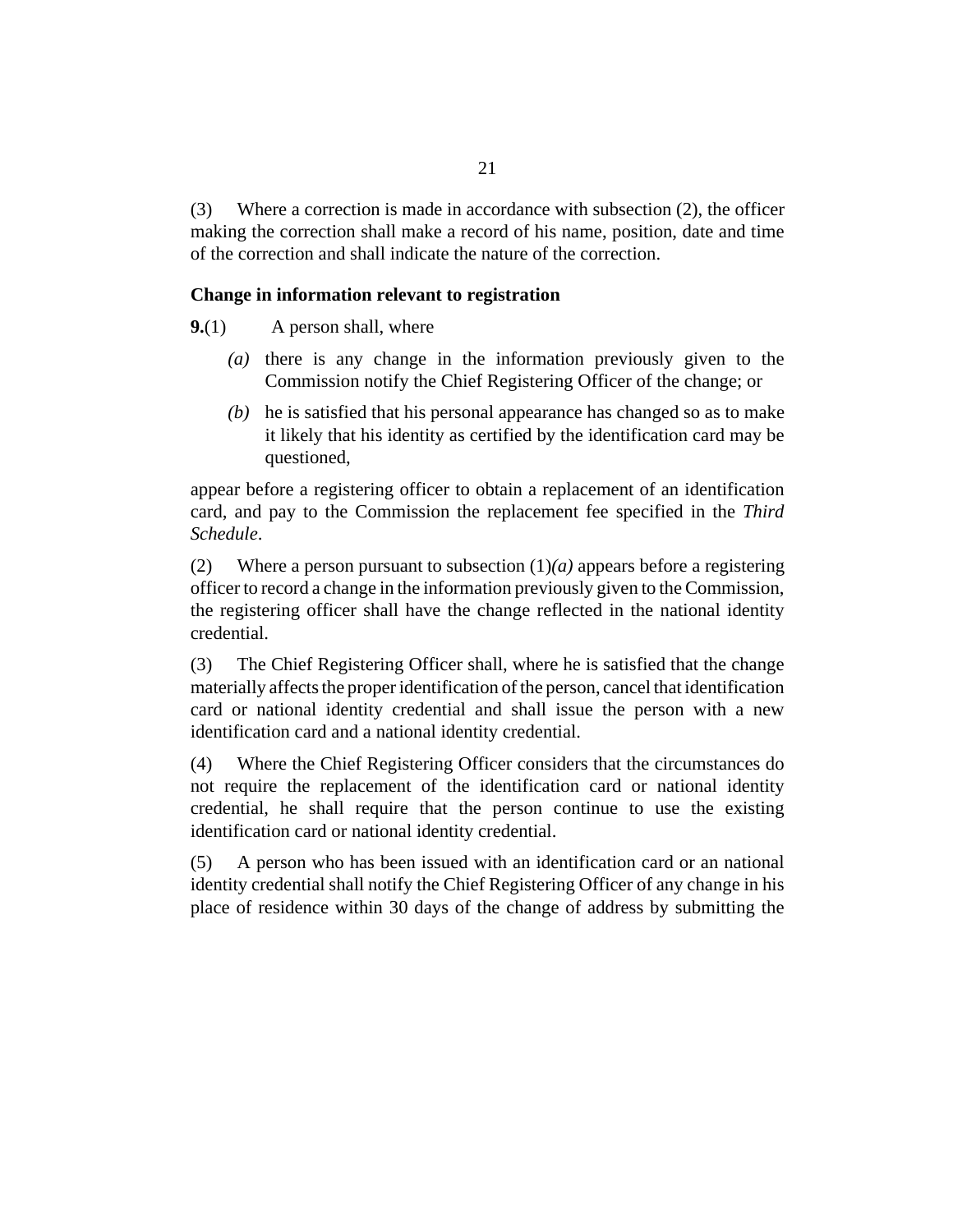(3) Where a correction is made in accordance with subsection (2), the officer making the correction shall make a record of his name, position, date and time of the correction and shall indicate the nature of the correction.

### Change in information relevant to registration

**9.**(1) A person shall, where

*(a)* there is any change in the information previously given to the Commission notify the Chief Registering Officer of the change; or

*(b)* he is satisfied that his personal appearance has changed so as to make it likely that his identity as certified by the identification card may be questioned,

appear before a registering officer to obtain a replacement of an identification card, and pay to the Commission the replacement fee specified in the *Third Schedule*.

(2) Where a person pursuant to subsection (1)*(a)* appears before a registering officer to record a change in the information previously given to the Commission, the registering officer shall have the change reflected in the national identity credential.

(3) The Chief Registering Officer shall, where he is satisfied that the change materially affects the proper identification of the person, cancel that identification card or national identity credential and shall issue the person with a new identification card and a national identity credential.

(4) Where the Chief Registering Officer considers that the circumstances do not require the replacement of the identification card or national identity credential, he shall require that the person continue to use the existing identification card or national identity credential.

(5) A person who has been issued with an identification card or an national identity credential shall notify the Chief Registering Officer of any change in his place of residence within 30 days of the change of address by submitting the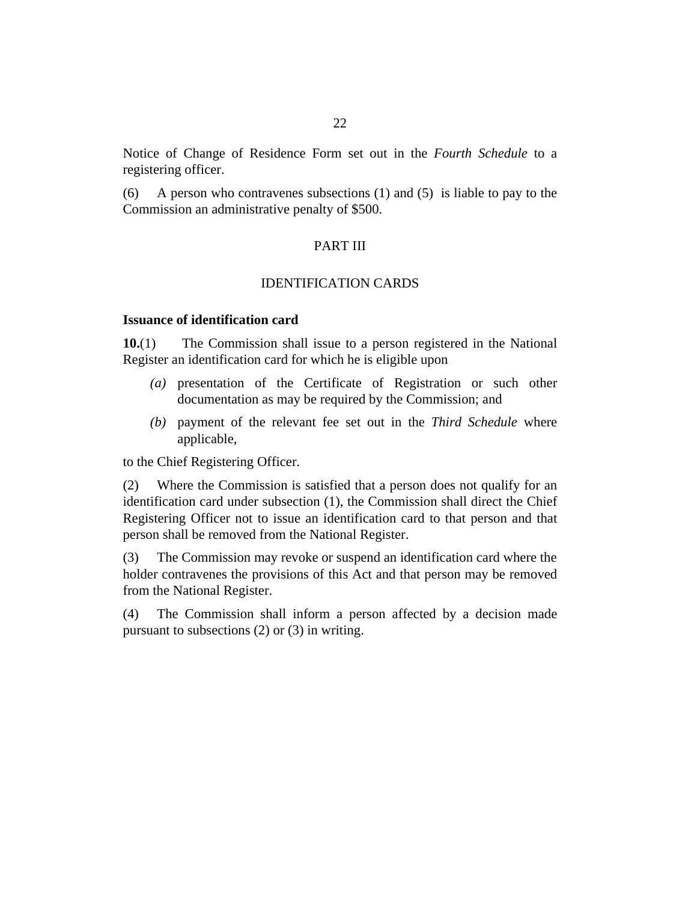Notice of Change of Residence Form set out in the *Fourth Schedule* to a registering officer.

(6) A person who contravenes subsections (1) and (5) is liable to pay to the Commission an administrative penalty of $500.

## PART III

## IDENTIFICATION CARDS

**Issuance of identification card**

**10.**(1) The Commission shall issue to a person registered in the National Register an identification card for which he is eligible upon

- *(a)* presentation of the Certificate of Registration or such other documentation as may be required by the Commission; and
- *(b)* payment of the relevant fee set out in the *Third Schedule* where applicable,

to the Chief Registering Officer.

(2) Where the Commission is satisfied that a person does not qualify for an identification card under subsection (1), the Commission shall direct the Chief Registering Officer not to issue an identification card to that person and that person shall be removed from the National Register.

(3) The Commission may revoke or suspend an identification card where the holder contravenes the provisions of this Act and that person may be removed from the National Register.

(4) The Commission shall inform a person affected by a decision made pursuant to subsections (2) or (3) in writing.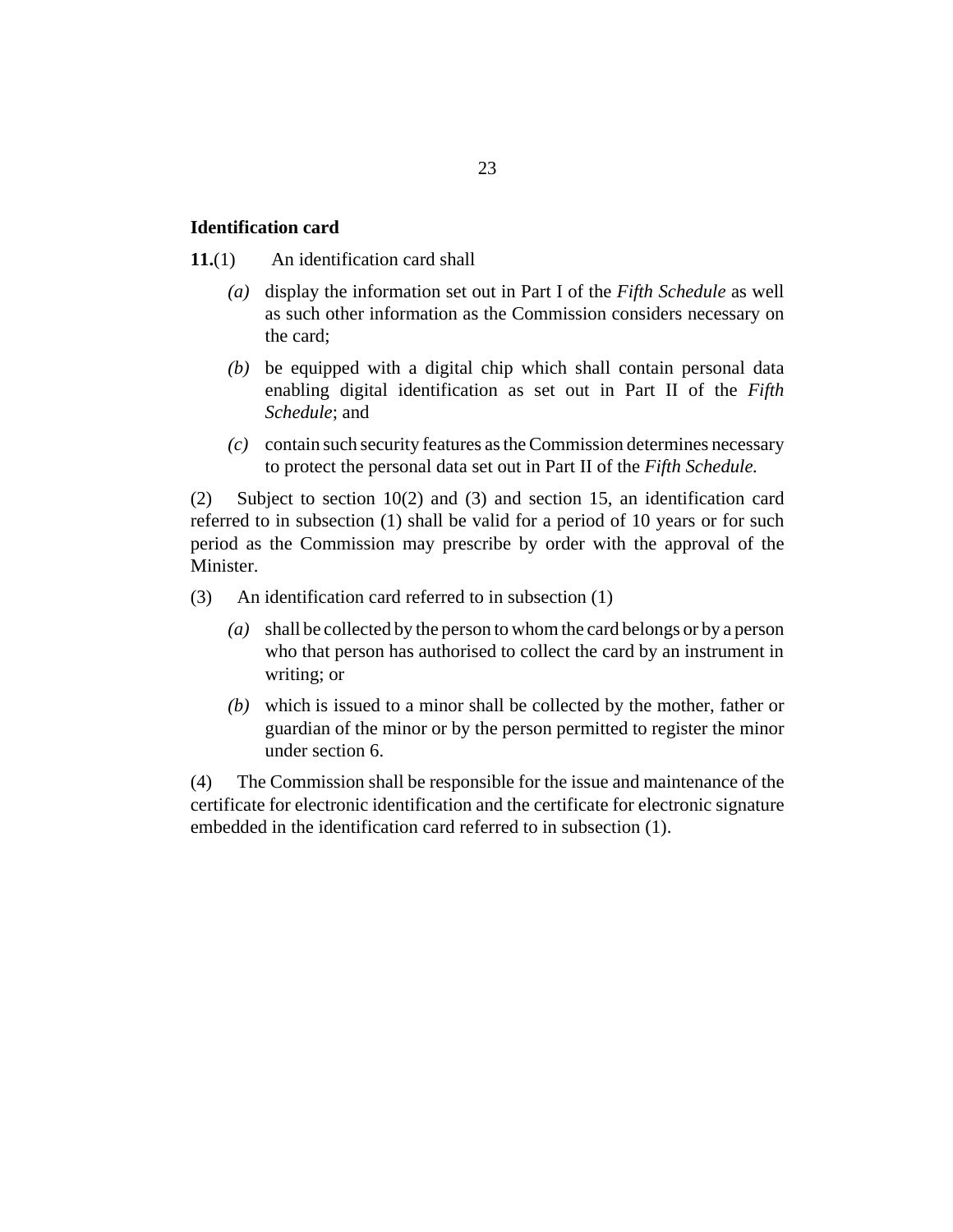**Identification card**

**11.**(1) An identification card shall

*(a)* display the information set out in Part I of the *Fifth Schedule* as well as such other information as the Commission considers necessary on the card;

*(b)* be equipped with a digital chip which shall contain personal data enabling digital identification as set out in Part II of the *Fifth Schedule*; and

*(c)* contain such security features as the Commission determines necessary to protect the personal data set out in Part II of the *Fifth Schedule.*

(2) Subject to section 10(2) and (3) and section 15, an identification card referred to in subsection (1) shall be valid for a period of 10 years or for such period as the Commission may prescribe by order with the approval of the Minister.

(3) An identification card referred to in subsection (1)

*(a)* shall be collected by the person to whom the card belongs or by a person who that person has authorised to collect the card by an instrument in writing; or

*(b)* which is issued to a minor shall be collected by the mother, father or guardian of the minor or by the person permitted to register the minor under section 6.

(4) The Commission shall be responsible for the issue and maintenance of the certificate for electronic identification and the certificate for electronic signature embedded in the identification card referred to in subsection (1).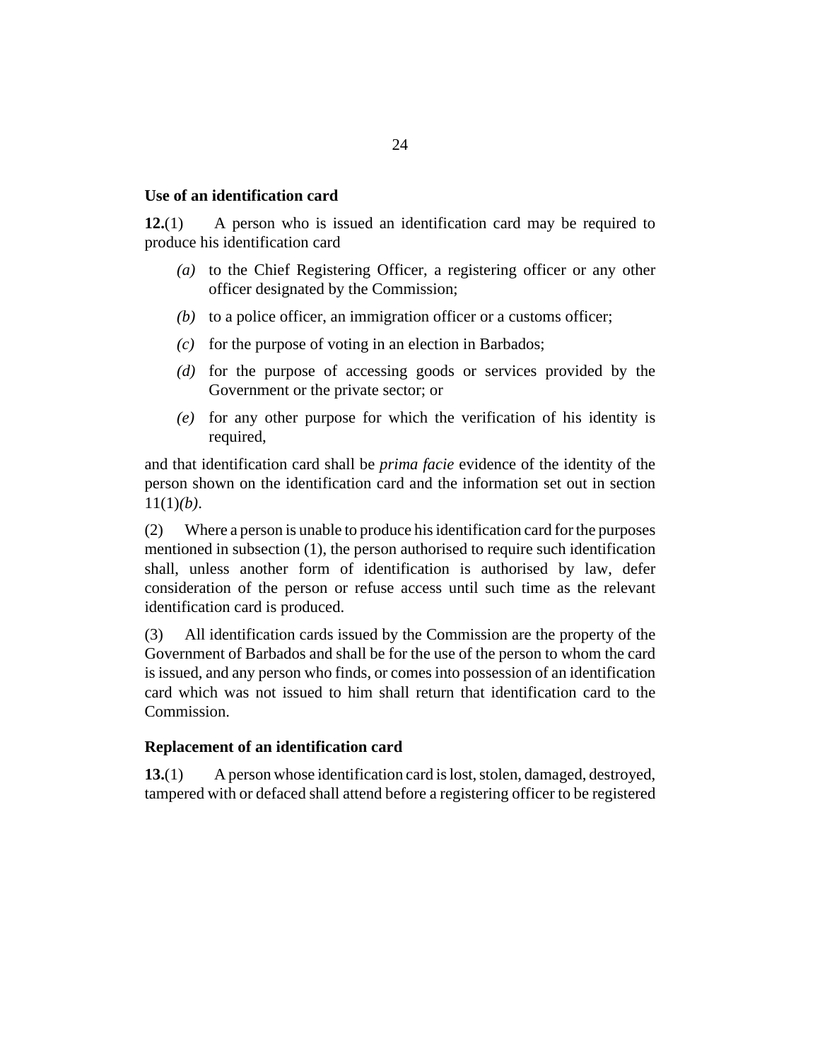### Use of an identification card

**12.**(1) A person who is issued an identification card may be required to produce his identification card

- *(a)* to the Chief Registering Officer, a registering officer or any other officer designated by the Commission;
- *(b)* to a police officer, an immigration officer or a customs officer;
- *(c)* for the purpose of voting in an election in Barbados;
- *(d)* for the purpose of accessing goods or services provided by the Government or the private sector; or
- *(e)* for any other purpose for which the verification of his identity is required,

and that identification card shall be *prima facie* evidence of the identity of the person shown on the identification card and the information set out in section 11(1)*(b)*.

(2) Where a person is unable to produce his identification card for the purposes mentioned in subsection (1), the person authorised to require such identification shall, unless another form of identification is authorised by law, defer consideration of the person or refuse access until such time as the relevant identification card is produced.

(3) All identification cards issued by the Commission are the property of the Government of Barbados and shall be for the use of the person to whom the card is issued, and any person who finds, or comes into possession of an identification card which was not issued to him shall return that identification card to the Commission.

### Replacement of an identification card

**13.**(1) A person whose identification card is lost, stolen, damaged, destroyed, tampered with or defaced shall attend before a registering officer to be registered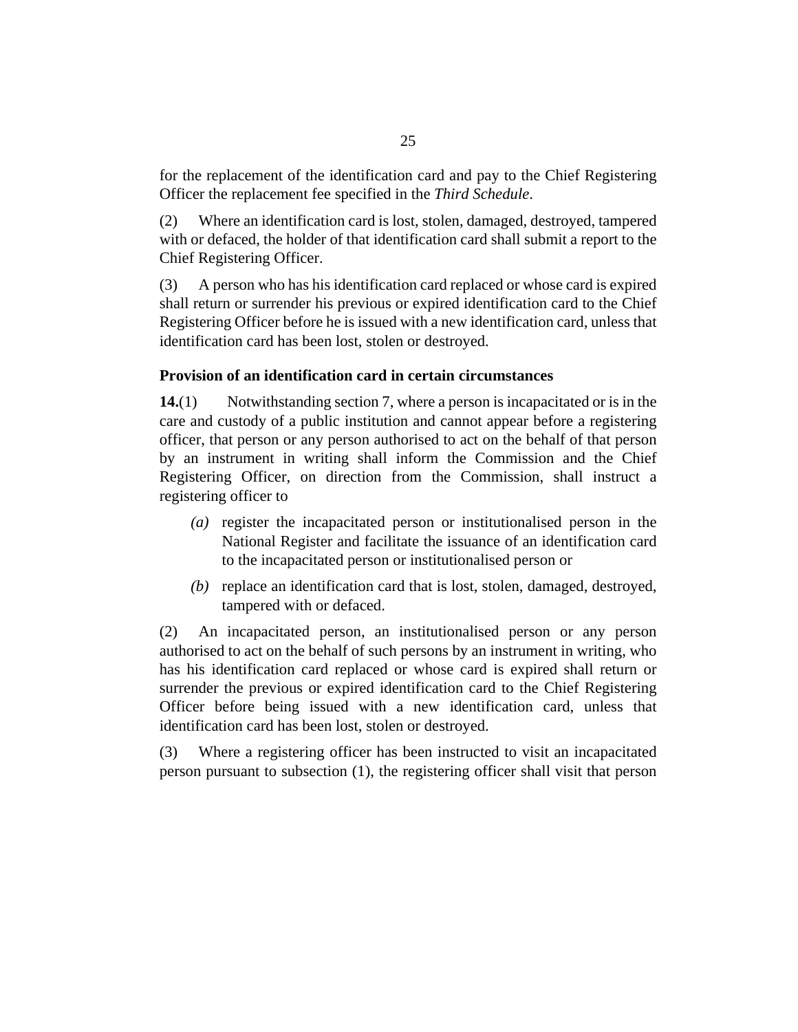for the replacement of the identification card and pay to the Chief Registering Officer the replacement fee specified in the *Third Schedule*.

(2) Where an identification card is lost, stolen, damaged, destroyed, tampered with or defaced, the holder of that identification card shall submit a report to the Chief Registering Officer.

(3) A person who has his identification card replaced or whose card is expired shall return or surrender his previous or expired identification card to the Chief Registering Officer before he is issued with a new identification card, unless that identification card has been lost, stolen or destroyed.

### Provision of an identification card in certain circumstances

**14.**(1) Notwithstanding section 7, where a person is incapacitated or is in the care and custody of a public institution and cannot appear before a registering officer, that person or any person authorised to act on the behalf of that person by an instrument in writing shall inform the Commission and the Chief Registering Officer, on direction from the Commission, shall instruct a registering officer to

*(a)* register the incapacitated person or institutionalised person in the National Register and facilitate the issuance of an identification card to the incapacitated person or institutionalised person or

*(b)* replace an identification card that is lost, stolen, damaged, destroyed, tampered with or defaced.

(2) An incapacitated person, an institutionalised person or any person authorised to act on the behalf of such persons by an instrument in writing, who has his identification card replaced or whose card is expired shall return or surrender the previous or expired identification card to the Chief Registering Officer before being issued with a new identification card, unless that identification card has been lost, stolen or destroyed.

(3) Where a registering officer has been instructed to visit an incapacitated person pursuant to subsection (1), the registering officer shall visit that person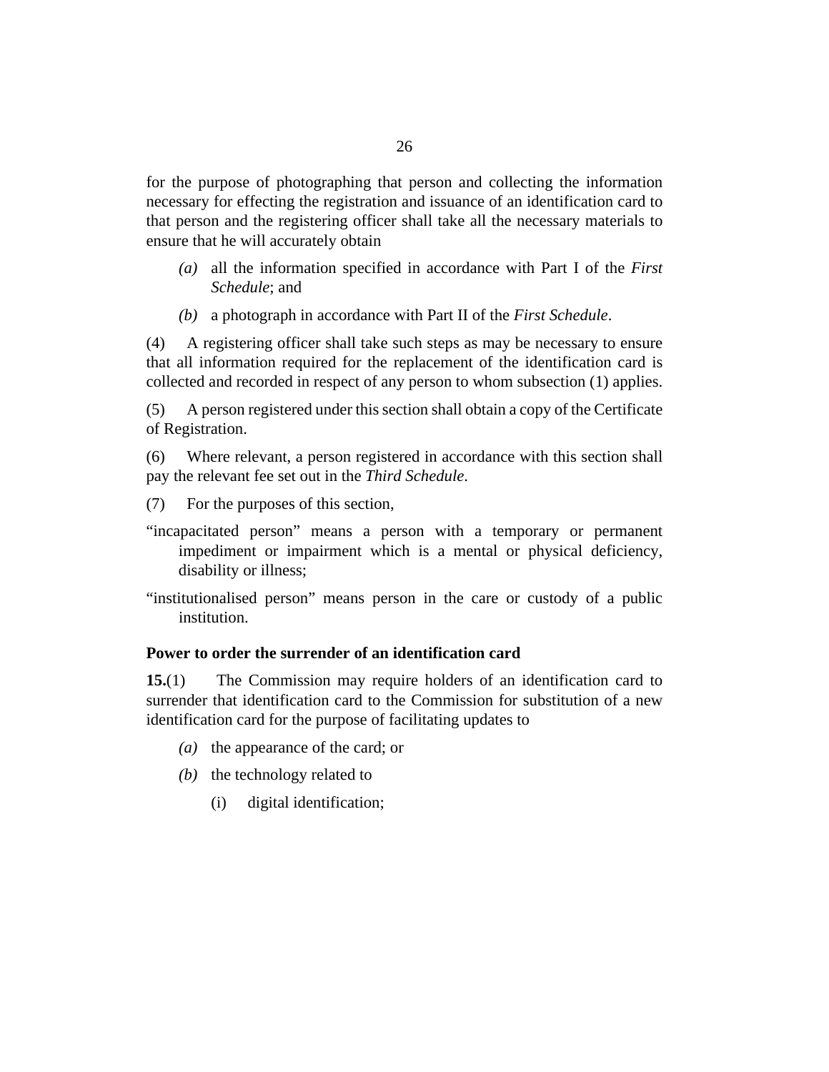for the purpose of photographing that person and collecting the information necessary for effecting the registration and issuance of an identification card to that person and the registering officer shall take all the necessary materials to ensure that he will accurately obtain

*(a)* all the information specified in accordance with Part I of the *First Schedule*; and

*(b)* a photograph in accordance with Part II of the *First Schedule*.

(4) A registering officer shall take such steps as may be necessary to ensure that all information required for the replacement of the identification card is collected and recorded in respect of any person to whom subsection (1) applies.

(5) A person registered under this section shall obtain a copy of the Certificate of Registration.

(6) Where relevant, a person registered in accordance with this section shall pay the relevant fee set out in the *Third Schedule*.

(7) For the purposes of this section,

"incapacitated person" means a person with a temporary or permanent impediment or impairment which is a mental or physical deficiency, disability or illness;

"institutionalised person" means person in the care or custody of a public institution.

**Power to order the surrender of an identification card**

**15.**(1) The Commission may require holders of an identification card to surrender that identification card to the Commission for substitution of a new identification card for the purpose of facilitating updates to

*(a)* the appearance of the card; or

*(b)* the technology related to

(i) digital identification;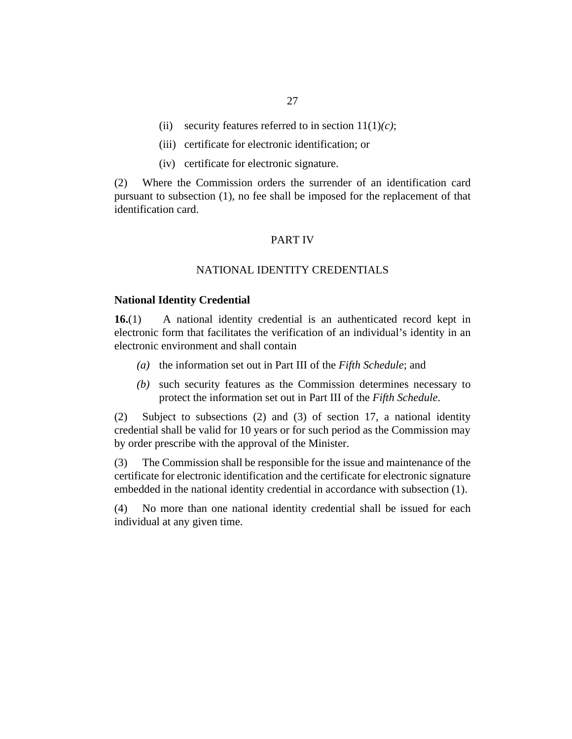(ii) security features referred to in section 11(1)*(c)*;

(iii) certificate for electronic identification; or

(iv) certificate for electronic signature.

(2) Where the Commission orders the surrender of an identification card pursuant to subsection (1), no fee shall be imposed for the replacement of that identification card.

## PART IV

## NATIONAL IDENTITY CREDENTIALS

### National Identity Credential

**16.**(1) A national identity credential is an authenticated record kept in electronic form that facilitates the verification of an individual's identity in an electronic environment and shall contain

*(a)* the information set out in Part III of the *Fifth Schedule*; and

*(b)* such security features as the Commission determines necessary to protect the information set out in Part III of the *Fifth Schedule*.

(2) Subject to subsections (2) and (3) of section 17, a national identity credential shall be valid for 10 years or for such period as the Commission may by order prescribe with the approval of the Minister.

(3) The Commission shall be responsible for the issue and maintenance of the certificate for electronic identification and the certificate for electronic signature embedded in the national identity credential in accordance with subsection (1).

(4) No more than one national identity credential shall be issued for each individual at any given time.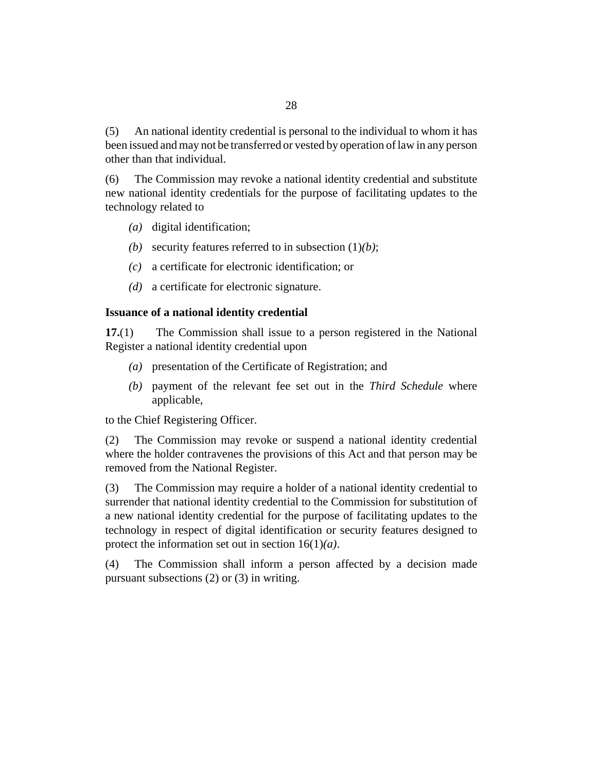(5) An national identity credential is personal to the individual to whom it has been issued and may not be transferred or vested by operation of law in any person other than that individual.

(6) The Commission may revoke a national identity credential and substitute new national identity credentials for the purpose of facilitating updates to the technology related to

- *(a)* digital identification;
- *(b)* security features referred to in subsection (1)*(b)*;
- *(c)* a certificate for electronic identification; or
- *(d)* a certificate for electronic signature.

**Issuance of a national identity credential**

**17.**(1) The Commission shall issue to a person registered in the National Register a national identity credential upon

- *(a)* presentation of the Certificate of Registration; and
- *(b)* payment of the relevant fee set out in the *Third Schedule* where applicable,

to the Chief Registering Officer.

(2) The Commission may revoke or suspend a national identity credential where the holder contravenes the provisions of this Act and that person may be removed from the National Register.

(3) The Commission may require a holder of a national identity credential to surrender that national identity credential to the Commission for substitution of a new national identity credential for the purpose of facilitating updates to the technology in respect of digital identification or security features designed to protect the information set out in section 16(1)*(a)*.

(4) The Commission shall inform a person affected by a decision made pursuant subsections (2) or (3) in writing.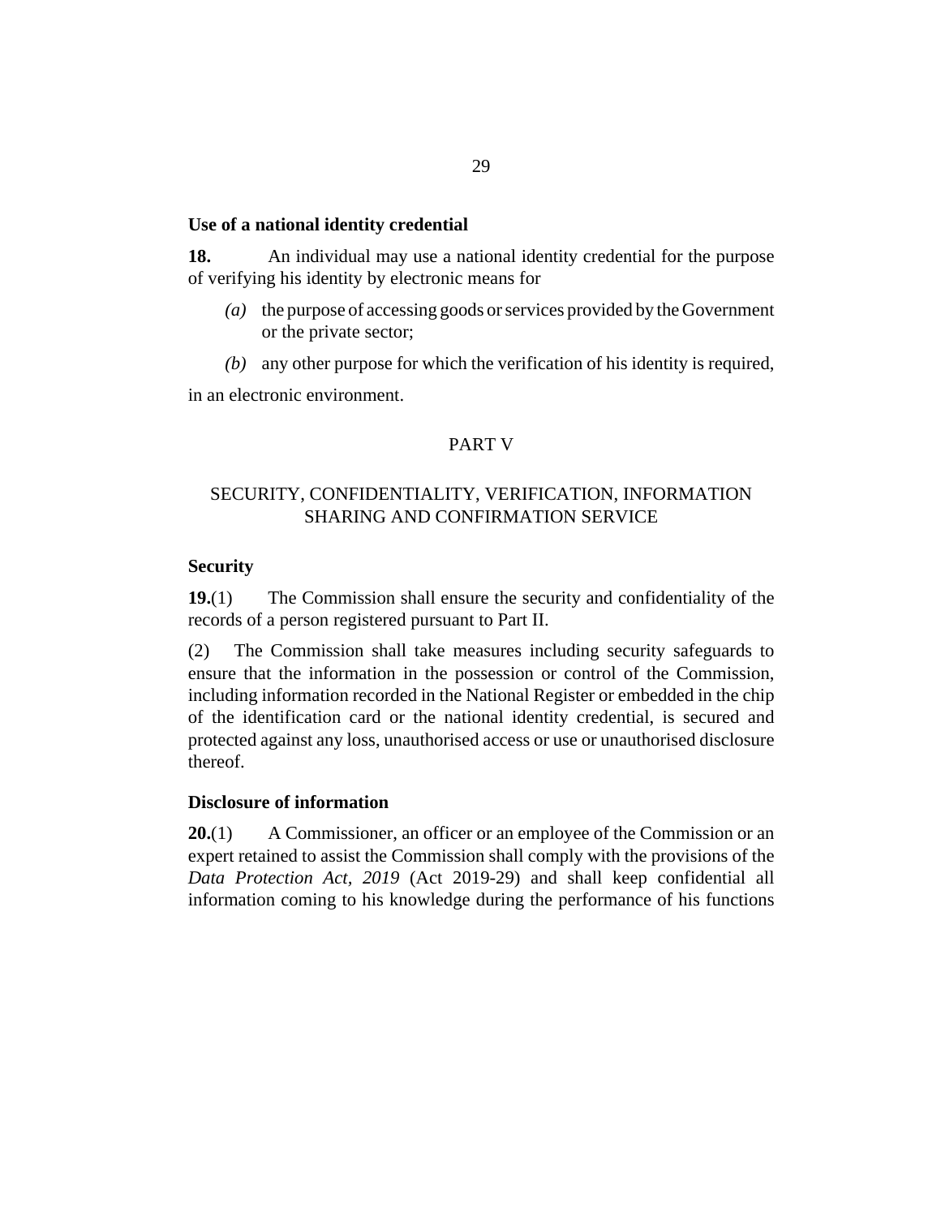### Use of a national identity credential

**18.** An individual may use a national identity credential for the purpose of verifying his identity by electronic means for

*(a)* the purpose of accessing goods or services provided by the Government or the private sector;

*(b)* any other purpose for which the verification of his identity is required,

in an electronic environment.

## PART V

## SECURITY, CONFIDENTIALITY, VERIFICATION, INFORMATION SHARING AND CONFIRMATION SERVICE

### Security

**19.**(1) The Commission shall ensure the security and confidentiality of the records of a person registered pursuant to Part II.

(2) The Commission shall take measures including security safeguards to ensure that the information in the possession or control of the Commission, including information recorded in the National Register or embedded in the chip of the identification card or the national identity credential, is secured and protected against any loss, unauthorised access or use or unauthorised disclosure thereof.

### Disclosure of information

**20.**(1) A Commissioner, an officer or an employee of the Commission or an expert retained to assist the Commission shall comply with the provisions of the *Data Protection Act, 2019* (Act 2019-29) and shall keep confidential all information coming to his knowledge during the performance of his functions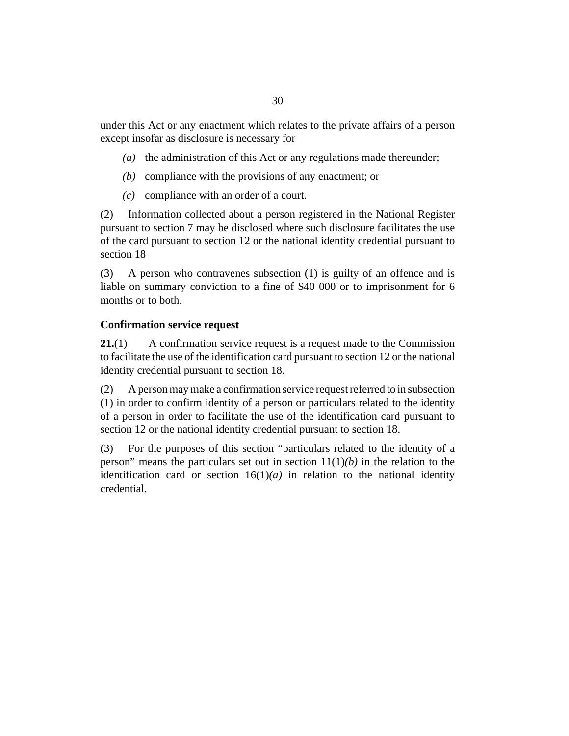under this Act or any enactment which relates to the private affairs of a person except insofar as disclosure is necessary for

*(a)* the administration of this Act or any regulations made thereunder;

*(b)* compliance with the provisions of any enactment; or

*(c)* compliance with an order of a court.

(2) Information collected about a person registered in the National Register pursuant to section 7 may be disclosed where such disclosure facilitates the use of the card pursuant to section 12 or the national identity credential pursuant to section 18

(3) A person who contravenes subsection (1) is guilty of an offence and is liable on summary conviction to a fine of $40 000 or to imprisonment for 6 months or to both.

### Confirmation service request

**21.**(1) A confirmation service request is a request made to the Commission to facilitate the use of the identification card pursuant to section 12 or the national identity credential pursuant to section 18.

(2) A person may make a confirmation service request referred to in subsection (1) in order to confirm identity of a person or particulars related to the identity of a person in order to facilitate the use of the identification card pursuant to section 12 or the national identity credential pursuant to section 18.

(3) For the purposes of this section "particulars related to the identity of a person" means the particulars set out in section 11(1)*(b)* in the relation to the identification card or section 16(1)*(a)* in relation to the national identity credential.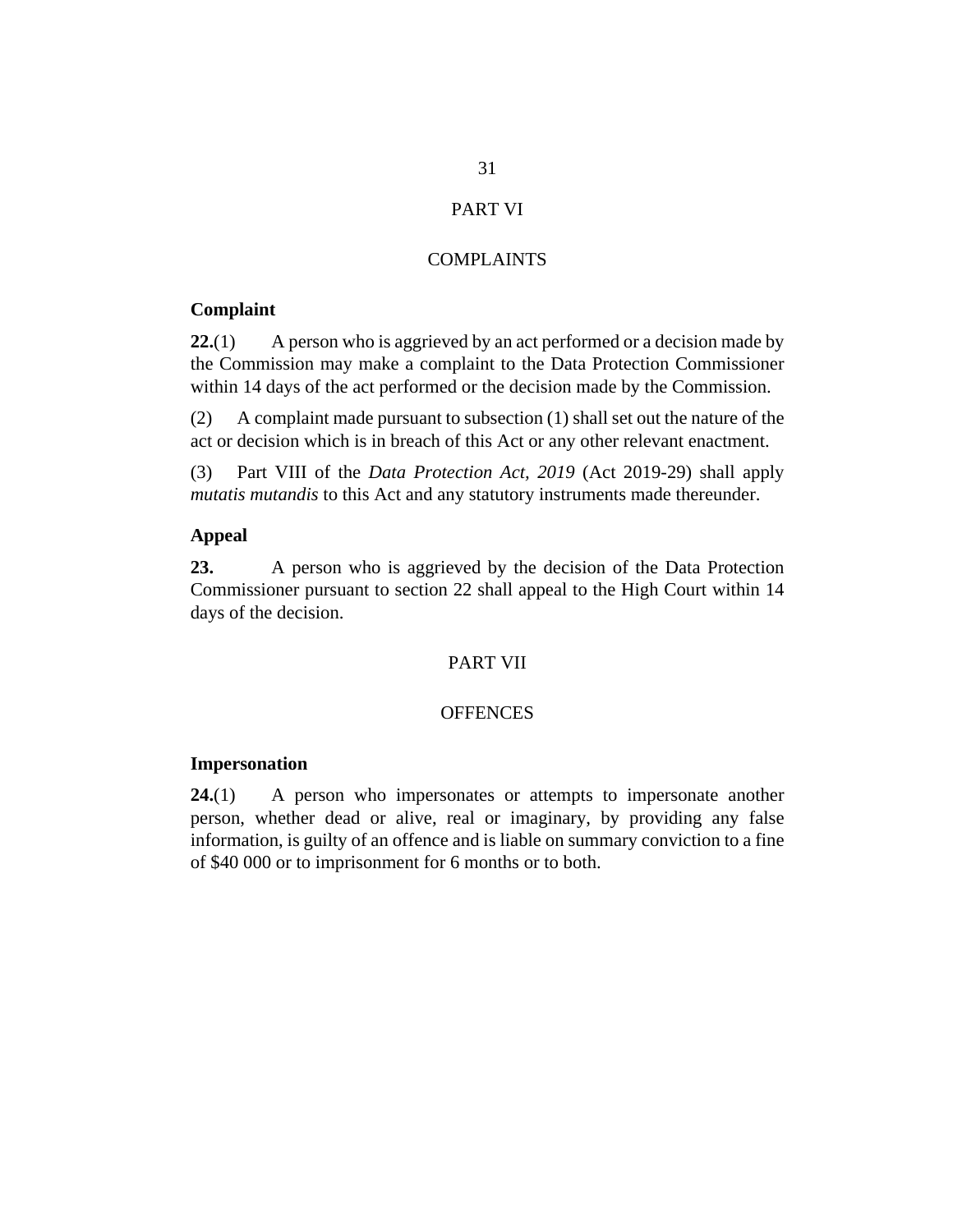## PART VI

## COMPLAINTS

### Complaint

**22.**(1) A person who is aggrieved by an act performed or a decision made by the Commission may make a complaint to the Data Protection Commissioner within 14 days of the act performed or the decision made by the Commission.

(2) A complaint made pursuant to subsection (1) shall set out the nature of the act or decision which is in breach of this Act or any other relevant enactment.

(3) Part VIII of the *Data Protection Act, 2019* (Act 2019-29) shall apply *mutatis mutandis* to this Act and any statutory instruments made thereunder.

### Appeal

**23.** A person who is aggrieved by the decision of the Data Protection Commissioner pursuant to section 22 shall appeal to the High Court within 14 days of the decision.

## PART VII

## OFFENCES

### Impersonation

**24.**(1) A person who impersonates or attempts to impersonate another person, whether dead or alive, real or imaginary, by providing any false information, is guilty of an offence and is liable on summary conviction to a fine of $40 000 or to imprisonment for 6 months or to both.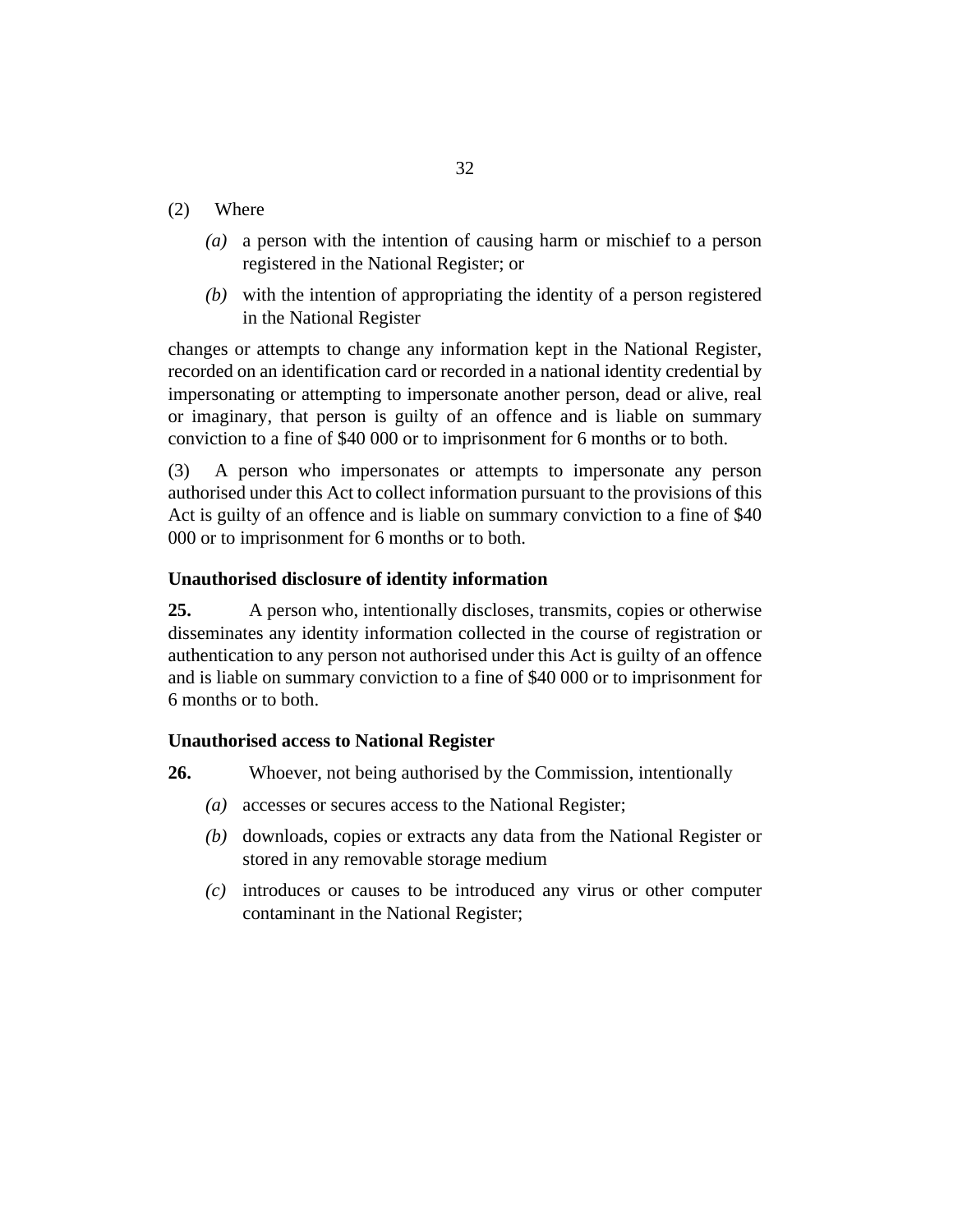(2) Where

*(a)* a person with the intention of causing harm or mischief to a person registered in the National Register; or

*(b)* with the intention of appropriating the identity of a person registered in the National Register

changes or attempts to change any information kept in the National Register, recorded on an identification card or recorded in a national identity credential by impersonating or attempting to impersonate another person, dead or alive, real or imaginary, that person is guilty of an offence and is liable on summary conviction to a fine of $40 000 or to imprisonment for 6 months or to both.

(3) A person who impersonates or attempts to impersonate any person authorised under this Act to collect information pursuant to the provisions of this Act is guilty of an offence and is liable on summary conviction to a fine of $40 000 or to imprisonment for 6 months or to both.

**Unauthorised disclosure of identity information**

**25.** A person who, intentionally discloses, transmits, copies or otherwise disseminates any identity information collected in the course of registration or authentication to any person not authorised under this Act is guilty of an offence and is liable on summary conviction to a fine of $40 000 or to imprisonment for 6 months or to both.

**Unauthorised access to National Register**

**26.** Whoever, not being authorised by the Commission, intentionally

*(a)* accesses or secures access to the National Register;

*(b)* downloads, copies or extracts any data from the National Register or stored in any removable storage medium

*(c)* introduces or causes to be introduced any virus or other computer contaminant in the National Register;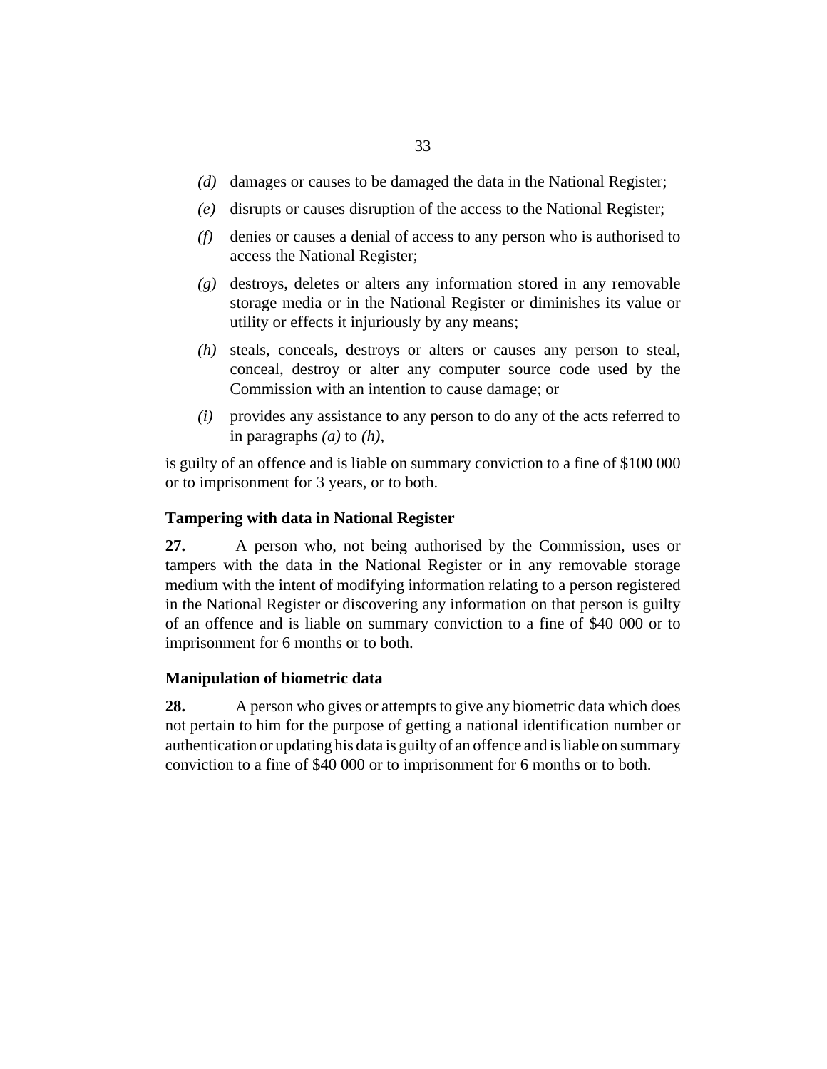*(d)* damages or causes to be damaged the data in the National Register;

*(e)* disrupts or causes disruption of the access to the National Register;

*(f)* denies or causes a denial of access to any person who is authorised to access the National Register;

*(g)* destroys, deletes or alters any information stored in any removable storage media or in the National Register or diminishes its value or utility or effects it injuriously by any means;

*(h)* steals, conceals, destroys or alters or causes any person to steal, conceal, destroy or alter any computer source code used by the Commission with an intention to cause damage; or

*(i)* provides any assistance to any person to do any of the acts referred to in paragraphs *(a)* to *(h)*,

is guilty of an offence and is liable on summary conviction to a fine of $100 000 or to imprisonment for 3 years, or to both.

**Tampering with data in National Register**

**27.** A person who, not being authorised by the Commission, uses or tampers with the data in the National Register or in any removable storage medium with the intent of modifying information relating to a person registered in the National Register or discovering any information on that person is guilty of an offence and is liable on summary conviction to a fine of $40 000 or to imprisonment for 6 months or to both.

**Manipulation of biometric data**

**28.** A person who gives or attempts to give any biometric data which does not pertain to him for the purpose of getting a national identification number or authentication or updating his data is guilty of an offence and is liable on summary conviction to a fine of $40 000 or to imprisonment for 6 months or to both.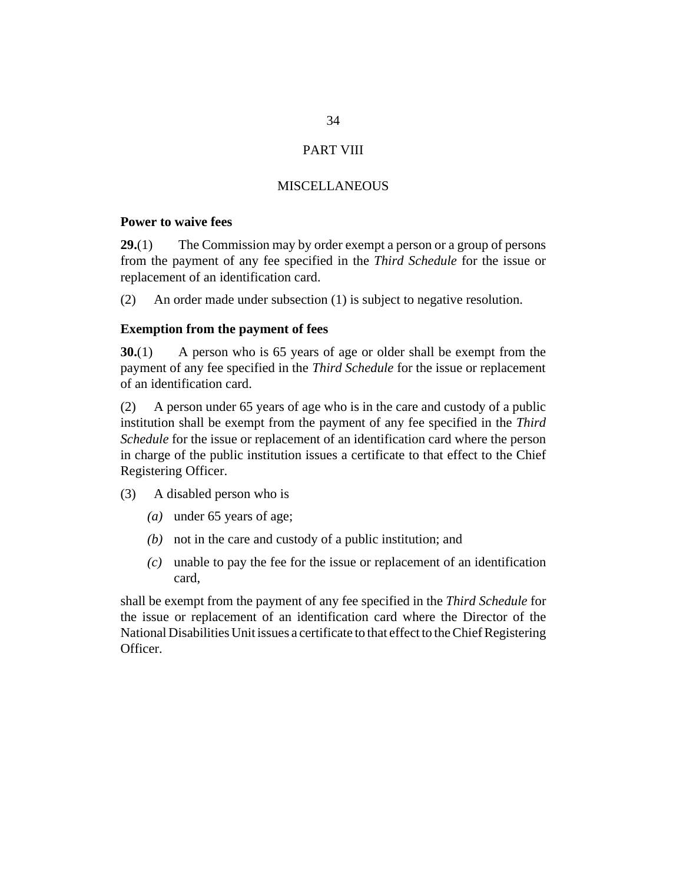## PART VIII

## MISCELLANEOUS

### Power to waive fees

**29.**(1) The Commission may by order exempt a person or a group of persons from the payment of any fee specified in the *Third Schedule* for the issue or replacement of an identification card.

(2) An order made under subsection (1) is subject to negative resolution.

### Exemption from the payment of fees

**30.**(1) A person who is 65 years of age or older shall be exempt from the payment of any fee specified in the *Third Schedule* for the issue or replacement of an identification card.

(2) A person under 65 years of age who is in the care and custody of a public institution shall be exempt from the payment of any fee specified in the *Third Schedule* for the issue or replacement of an identification card where the person in charge of the public institution issues a certificate to that effect to the Chief Registering Officer.

(3) A disabled person who is

- *(a)* under 65 years of age;
- *(b)* not in the care and custody of a public institution; and
- *(c)* unable to pay the fee for the issue or replacement of an identification card,

shall be exempt from the payment of any fee specified in the *Third Schedule* for the issue or replacement of an identification card where the Director of the National Disabilities Unit issues a certificate to that effect to the Chief Registering Officer.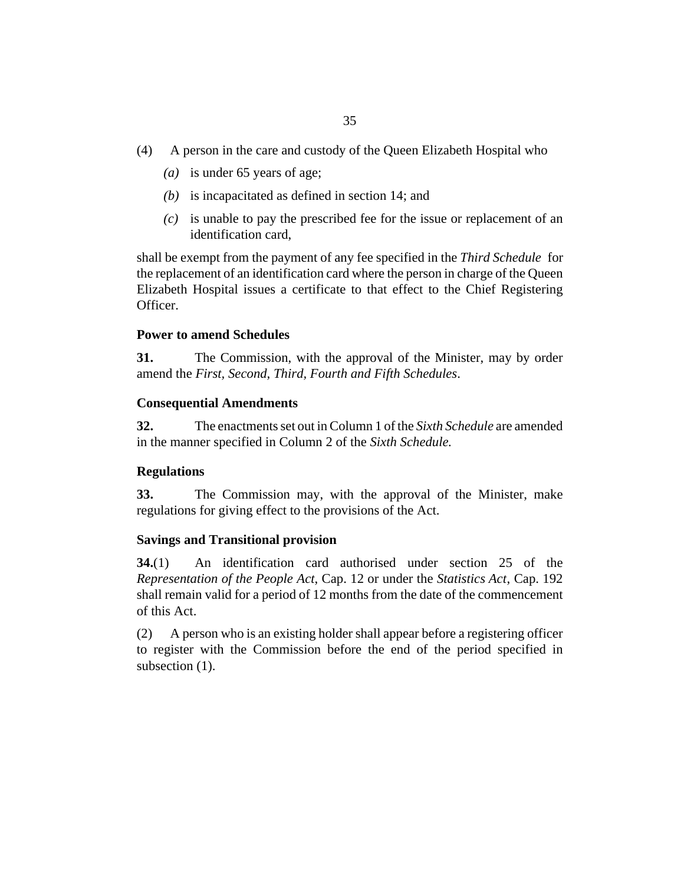(4) A person in the care and custody of the Queen Elizabeth Hospital who

*(a)* is under 65 years of age;

*(b)* is incapacitated as defined in section 14; and

*(c)* is unable to pay the prescribed fee for the issue or replacement of an identification card,

shall be exempt from the payment of any fee specified in the *Third Schedule* for the replacement of an identification card where the person in charge of the Queen Elizabeth Hospital issues a certificate to that effect to the Chief Registering Officer.

**Power to amend Schedules**

**31.** The Commission, with the approval of the Minister, may by order amend the *First, Second, Third, Fourth and Fifth Schedules*.

**Consequential Amendments**

**32.** The enactments set out in Column 1 of the *Sixth Schedule* are amended in the manner specified in Column 2 of the *Sixth Schedule.*

**Regulations**

**33.** The Commission may, with the approval of the Minister, make regulations for giving effect to the provisions of the Act.

**Savings and Transitional provision**

**34.**(1) An identification card authorised under section 25 of the *Representation of the People Act*, Cap. 12 or under the *Statistics Act*, Cap. 192 shall remain valid for a period of 12 months from the date of the commencement of this Act.

(2) A person who is an existing holder shall appear before a registering officer to register with the Commission before the end of the period specified in subsection (1).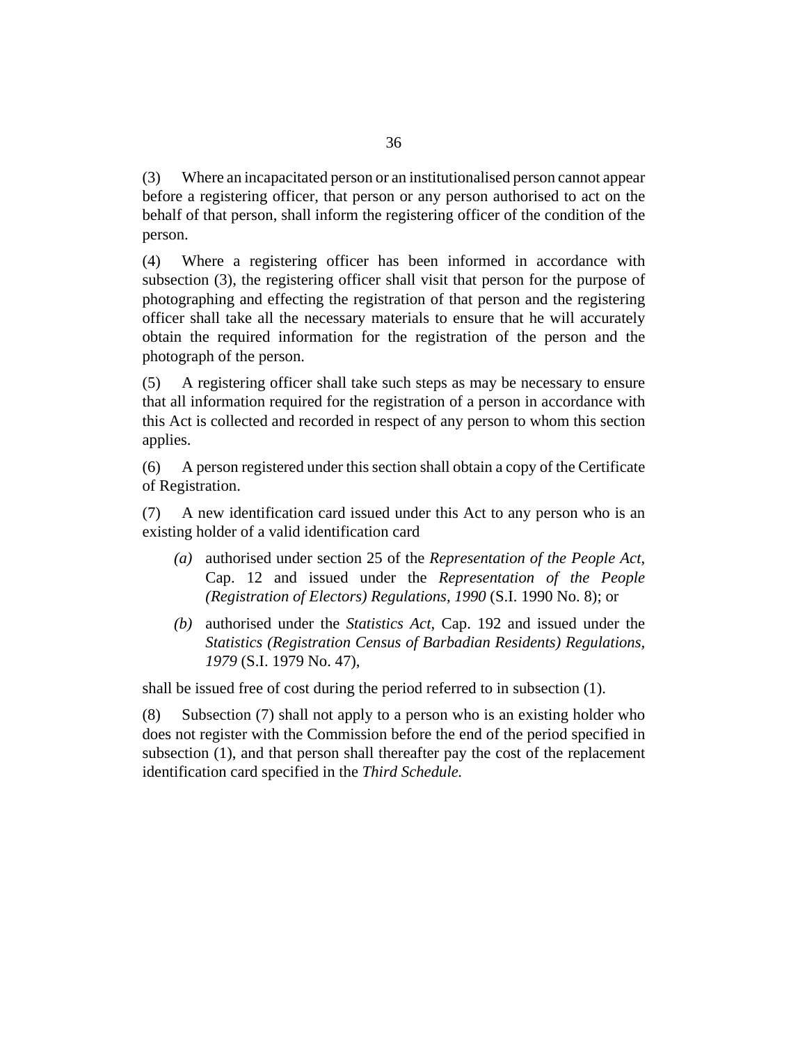(3) Where an incapacitated person or an institutionalised person cannot appear before a registering officer, that person or any person authorised to act on the behalf of that person, shall inform the registering officer of the condition of the person.

(4) Where a registering officer has been informed in accordance with subsection (3), the registering officer shall visit that person for the purpose of photographing and effecting the registration of that person and the registering officer shall take all the necessary materials to ensure that he will accurately obtain the required information for the registration of the person and the photograph of the person.

(5) A registering officer shall take such steps as may be necessary to ensure that all information required for the registration of a person in accordance with this Act is collected and recorded in respect of any person to whom this section applies.

(6) A person registered under this section shall obtain a copy of the Certificate of Registration.

(7) A new identification card issued under this Act to any person who is an existing holder of a valid identification card

- *(a)* authorised under section 25 of the *Representation of the People Act,* Cap. 12 and issued under the *Representation of the People (Registration of Electors) Regulations, 1990* (S.I. 1990 No. 8); or
- *(b)* authorised under the *Statistics Act*, Cap. 192 and issued under the *Statistics (Registration Census of Barbadian Residents) Regulations, 1979* (S.I. 1979 No. 47),

shall be issued free of cost during the period referred to in subsection (1).

(8) Subsection (7) shall not apply to a person who is an existing holder who does not register with the Commission before the end of the period specified in subsection (1), and that person shall thereafter pay the cost of the replacement identification card specified in the *Third Schedule.*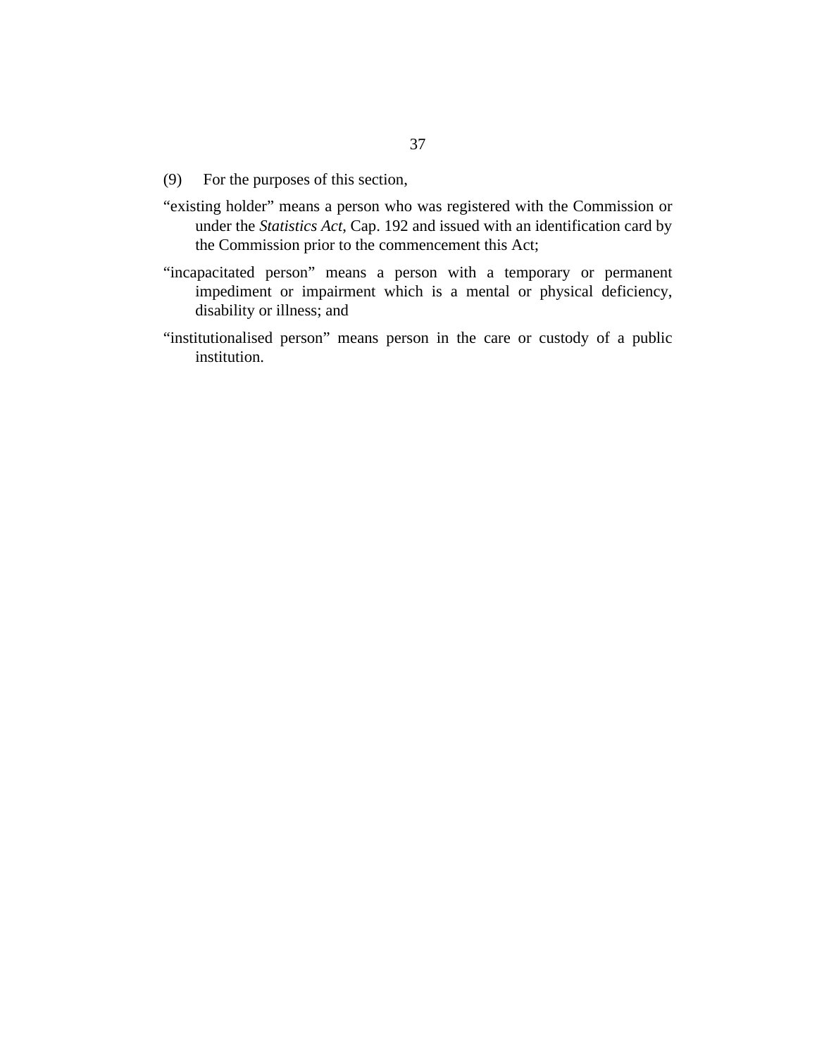(9) For the purposes of this section,

"existing holder" means a person who was registered with the Commission or under the *Statistics Act*, Cap. 192 and issued with an identification card by the Commission prior to the commencement this Act;

"incapacitated person" means a person with a temporary or permanent impediment or impairment which is a mental or physical deficiency, disability or illness; and

"institutionalised person" means person in the care or custody of a public institution.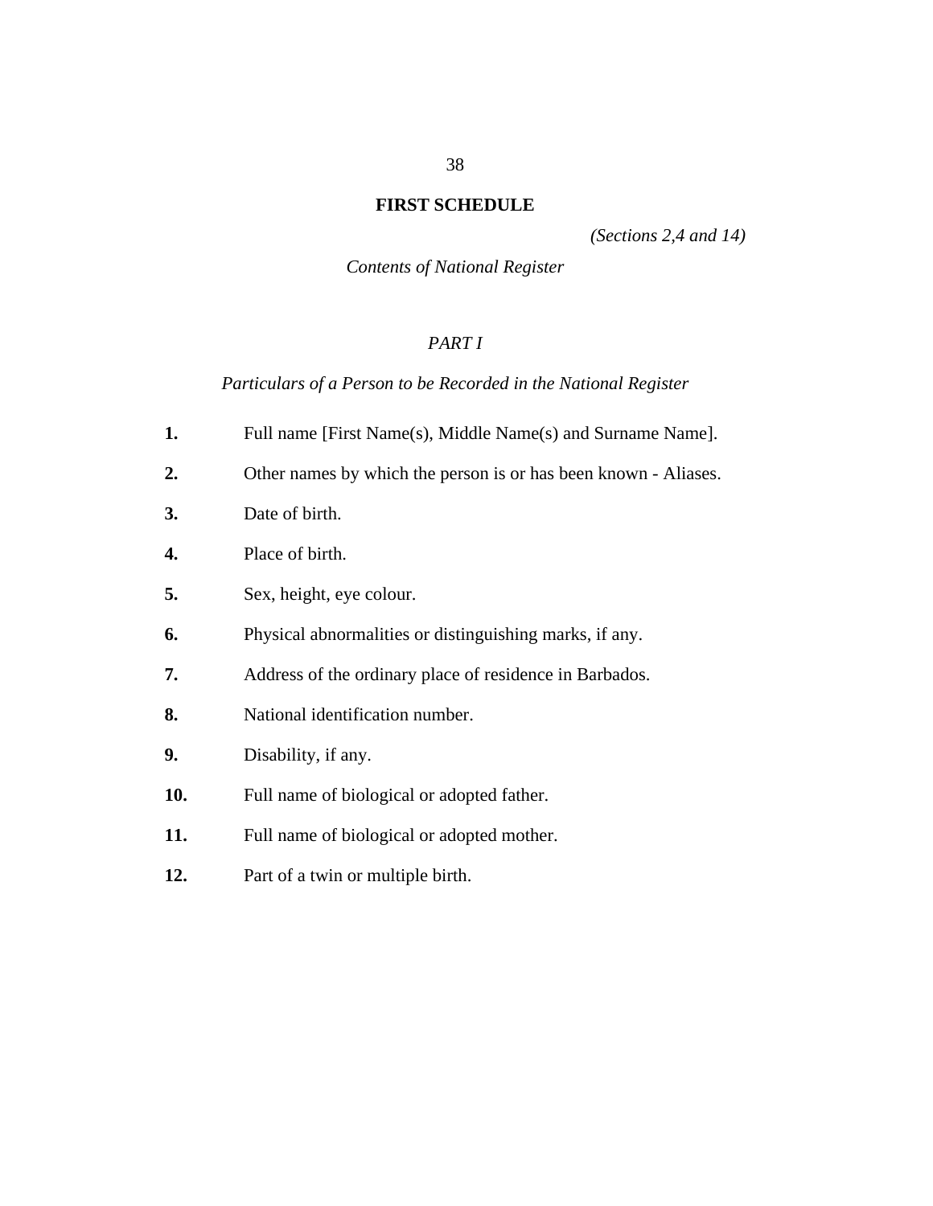## FIRST SCHEDULE

*(Sections 2,4 and 14)*

*Contents of National Register*

### *PART I*

*Particulars of a Person to be Recorded in the National Register*

**1.** Full name [First Name(s), Middle Name(s) and Surname Name].

**2.** Other names by which the person is or has been known - Aliases.

**3.** Date of birth.

**4.** Place of birth.

**5.** Sex, height, eye colour.

**6.** Physical abnormalities or distinguishing marks, if any.

**7.** Address of the ordinary place of residence in Barbados.

**8.** National identification number.

**9.** Disability, if any.

**10.** Full name of biological or adopted father.

**11.** Full name of biological or adopted mother.

**12.** Part of a twin or multiple birth.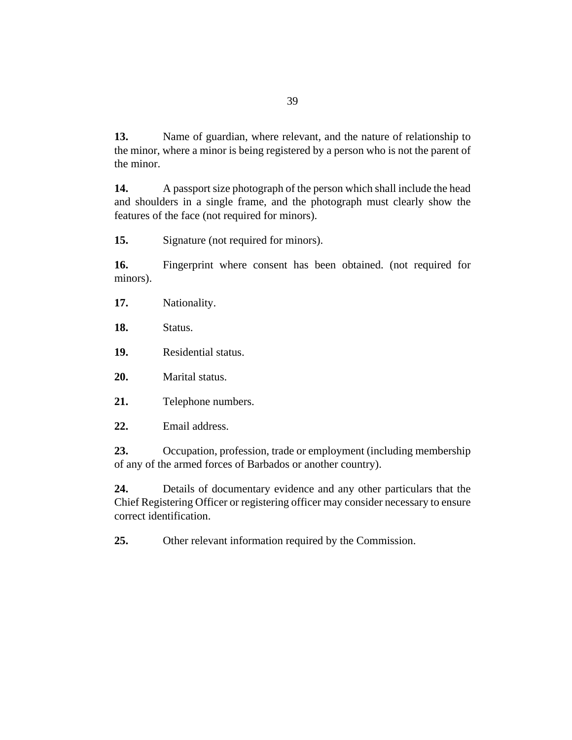**13.** Name of guardian, where relevant, and the nature of relationship to the minor, where a minor is being registered by a person who is not the parent of the minor.

**14.** A passport size photograph of the person which shall include the head and shoulders in a single frame, and the photograph must clearly show the features of the face (not required for minors).

**15.** Signature (not required for minors).

**16.** Fingerprint where consent has been obtained. (not required for minors).

**17.** Nationality.

**18.** Status.

**19.** Residential status.

**20.** Marital status.

**21.** Telephone numbers.

**22.** Email address.

**23.** Occupation, profession, trade or employment (including membership of any of the armed forces of Barbados or another country).

**24.** Details of documentary evidence and any other particulars that the Chief Registering Officer or registering officer may consider necessary to ensure correct identification.

**25.** Other relevant information required by the Commission.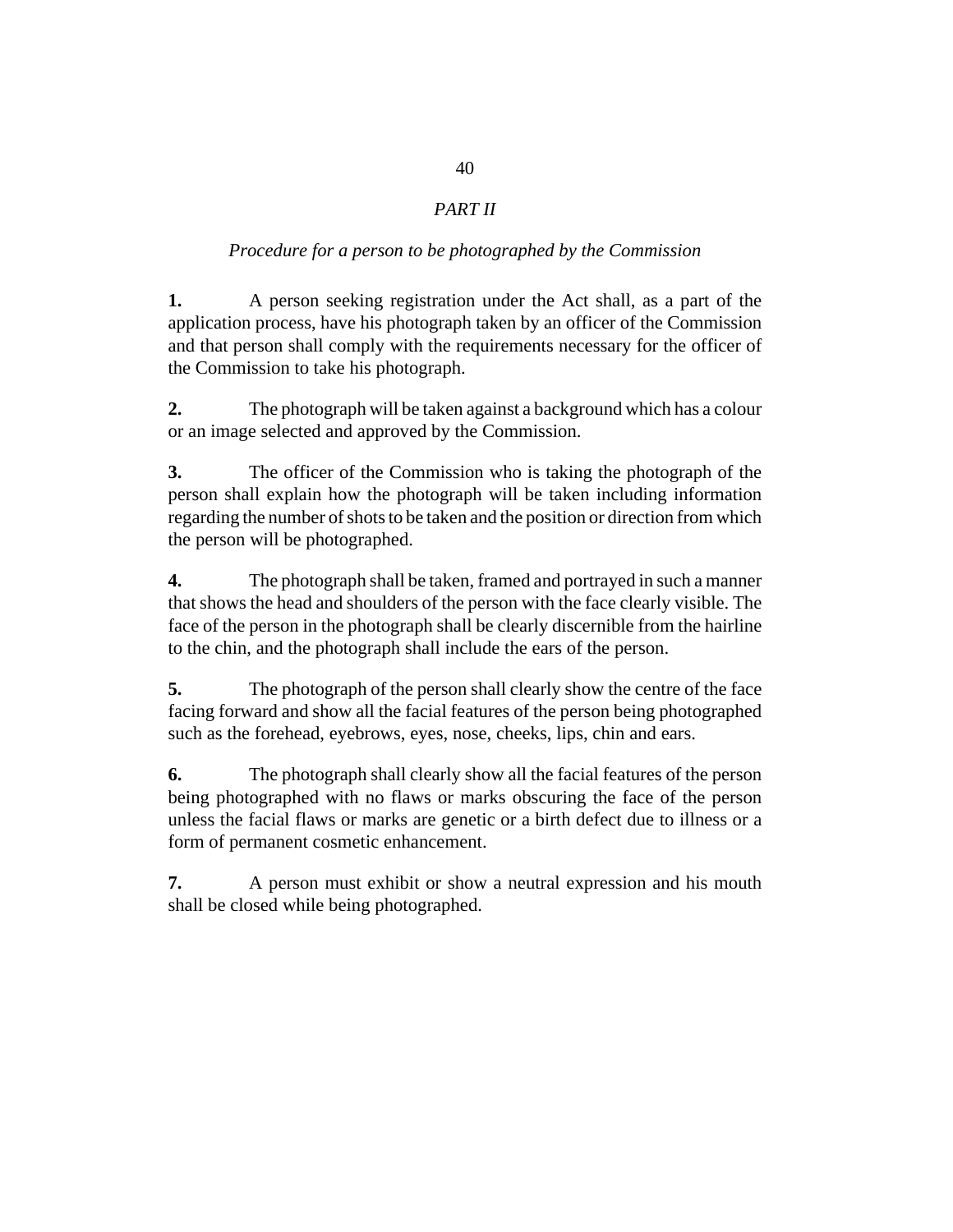## *PART II*

### *Procedure for a person to be photographed by the Commission*

**1.** A person seeking registration under the Act shall, as a part of the application process, have his photograph taken by an officer of the Commission and that person shall comply with the requirements necessary for the officer of the Commission to take his photograph.

**2.** The photograph will be taken against a background which has a colour or an image selected and approved by the Commission.

**3.** The officer of the Commission who is taking the photograph of the person shall explain how the photograph will be taken including information regarding the number of shots to be taken and the position or direction from which the person will be photographed.

**4.** The photograph shall be taken, framed and portrayed in such a manner that shows the head and shoulders of the person with the face clearly visible. The face of the person in the photograph shall be clearly discernible from the hairline to the chin, and the photograph shall include the ears of the person.

**5.** The photograph of the person shall clearly show the centre of the face facing forward and show all the facial features of the person being photographed such as the forehead, eyebrows, eyes, nose, cheeks, lips, chin and ears.

**6.** The photograph shall clearly show all the facial features of the person being photographed with no flaws or marks obscuring the face of the person unless the facial flaws or marks are genetic or a birth defect due to illness or a form of permanent cosmetic enhancement.

**7.** A person must exhibit or show a neutral expression and his mouth shall be closed while being photographed.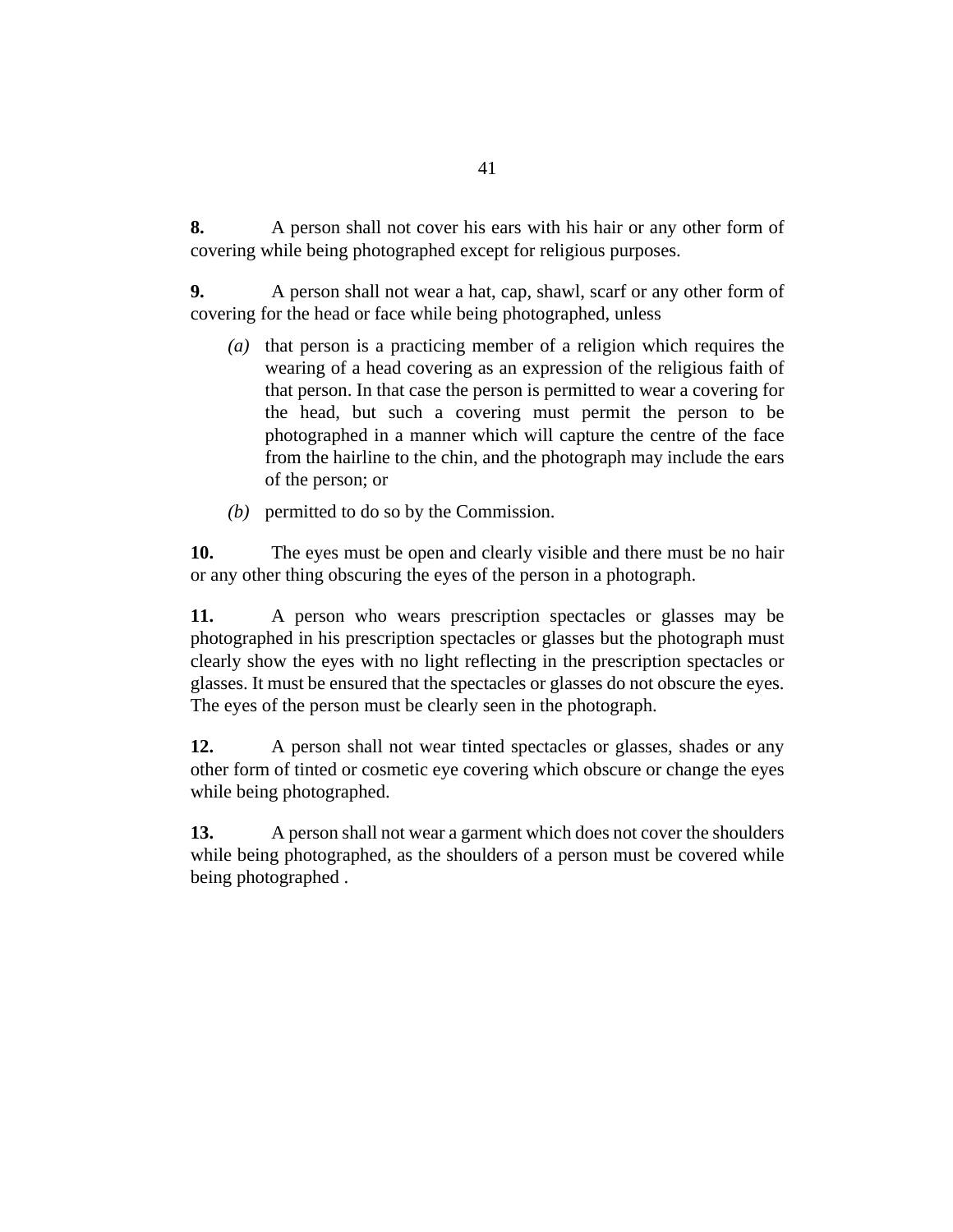**8.** A person shall not cover his ears with his hair or any other form of covering while being photographed except for religious purposes.

**9.** A person shall not wear a hat, cap, shawl, scarf or any other form of covering for the head or face while being photographed, unless

*(a)* that person is a practicing member of a religion which requires the wearing of a head covering as an expression of the religious faith of that person. In that case the person is permitted to wear a covering for the head, but such a covering must permit the person to be photographed in a manner which will capture the centre of the face from the hairline to the chin, and the photograph may include the ears of the person; or

*(b)* permitted to do so by the Commission.

**10.** The eyes must be open and clearly visible and there must be no hair or any other thing obscuring the eyes of the person in a photograph.

**11.** A person who wears prescription spectacles or glasses may be photographed in his prescription spectacles or glasses but the photograph must clearly show the eyes with no light reflecting in the prescription spectacles or glasses. It must be ensured that the spectacles or glasses do not obscure the eyes. The eyes of the person must be clearly seen in the photograph.

**12.** A person shall not wear tinted spectacles or glasses, shades or any other form of tinted or cosmetic eye covering which obscure or change the eyes while being photographed.

**13.** A person shall not wear a garment which does not cover the shoulders while being photographed, as the shoulders of a person must be covered while being photographed .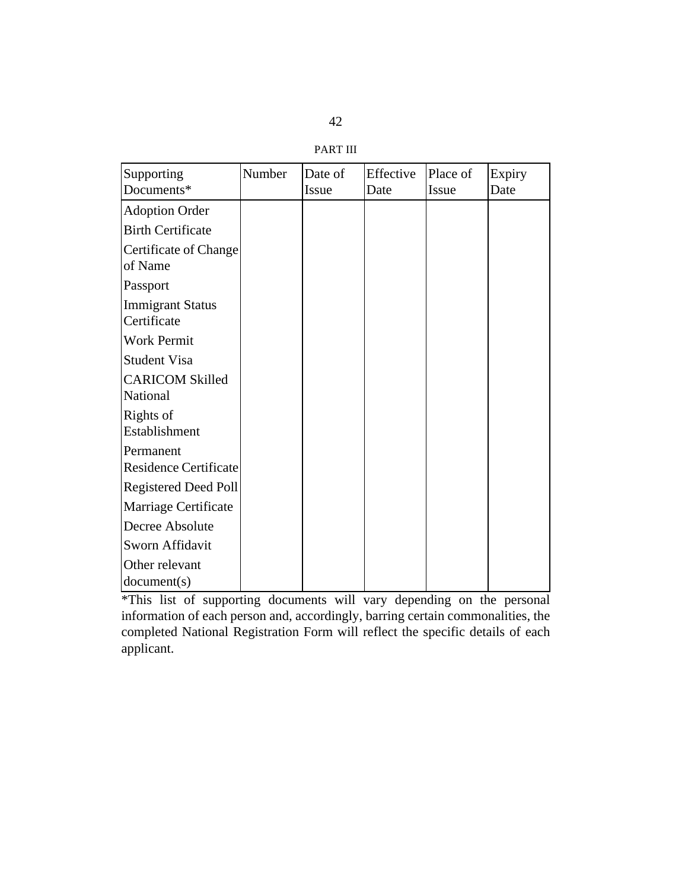PART III

| Supporting Documents* | Number | Date of Issue | Effective Date | Place of Issue | Expiry Date |
|---|---|---|---|---|---|
| Adoption Order | | | | | |
| Birth Certificate | | | | | |
| Certificate of Change of Name | | | | | |
| Passport | | | | | |
| Immigrant Status Certificate | | | | | |
| Work Permit | | | | | |
| Student Visa | | | | | |
| CARICOM Skilled National | | | | | |
| Rights of Establishment | | | | | |
| Permanent Residence Certificate | | | | | |
| Registered Deed Poll | | | | | |
| Marriage Certificate | | | | | |
| Decree Absolute | | | | | |
| Sworn Affidavit | | | | | |
| Other relevant document(s) | | | | | |

*This list of supporting documents will vary depending on the personal information of each person and, accordingly, barring certain commonalities, the completed National Registration Form will reflect the specific details of each applicant.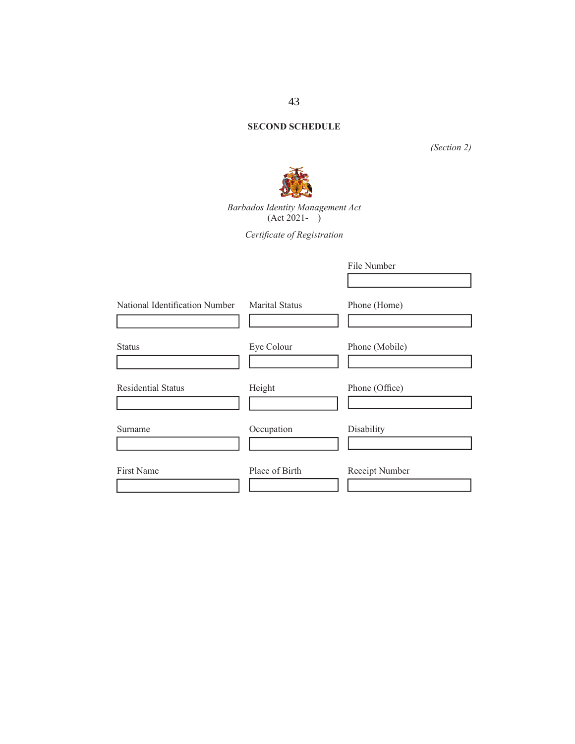## SECOND SCHEDULE

*(Section 2)*

*Barbados Identity Management Act*
(Act 2021- )

*Certificate of Registration*

| | | File Number |
|---|---|---|
| | | |
| National Identification Number | Marital Status | Phone (Home) |
| | | |
| Status | Eye Colour | Phone (Mobile) |
| | | |
| Residential Status | Height | Phone (Office) |
| | | |
| Surname | Occupation | Disability |
| | | |
| First Name | Place of Birth | Receipt Number |
| | | |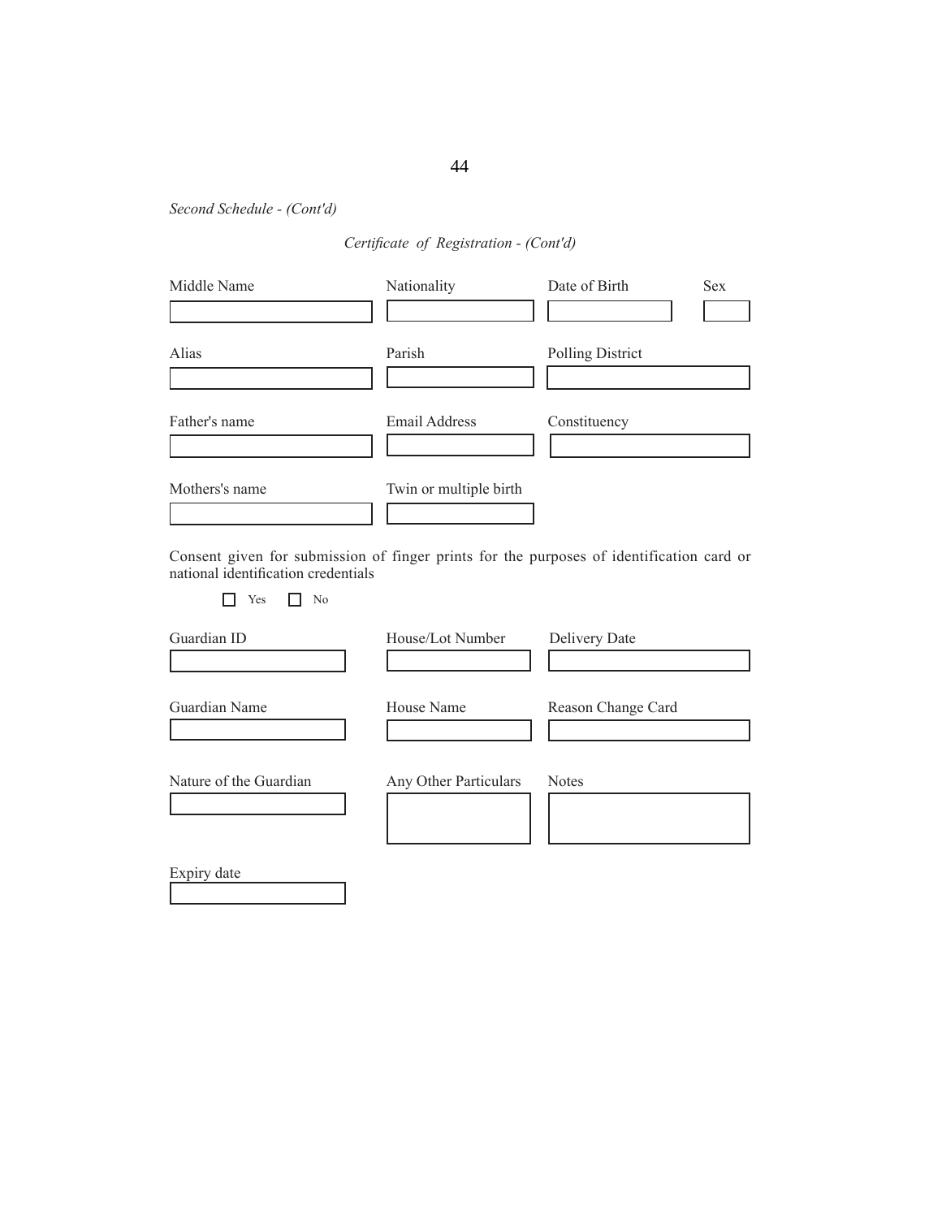*Second Schedule - (Cont'd)*

*Certificate of Registration - (Cont'd)*

| Middle Name | Nationality | Date of Birth | Sex |
|---|---|---|---|
| | | | |

| Alias | Parish | Polling District |
|---|---|---|
| | | |

| Father's name | Email Address | Constituency |
|---|---|---|
| | | |

| Mothers's name | Twin or multiple birth |
|---|---|
| | |

Consent given for submission of finger prints for the purposes of identification card or national identification credentials

☐ Yes ☐ No

| Guardian ID | House/Lot Number | Delivery Date |
|---|---|---|
| | | |

| Guardian Name | House Name | Reason Change Card |
|---|---|---|
| | | |

| Nature of the Guardian | Any Other Particulars | Notes |
|---|---|---|
| | | |

| Expiry date |
|---|
| |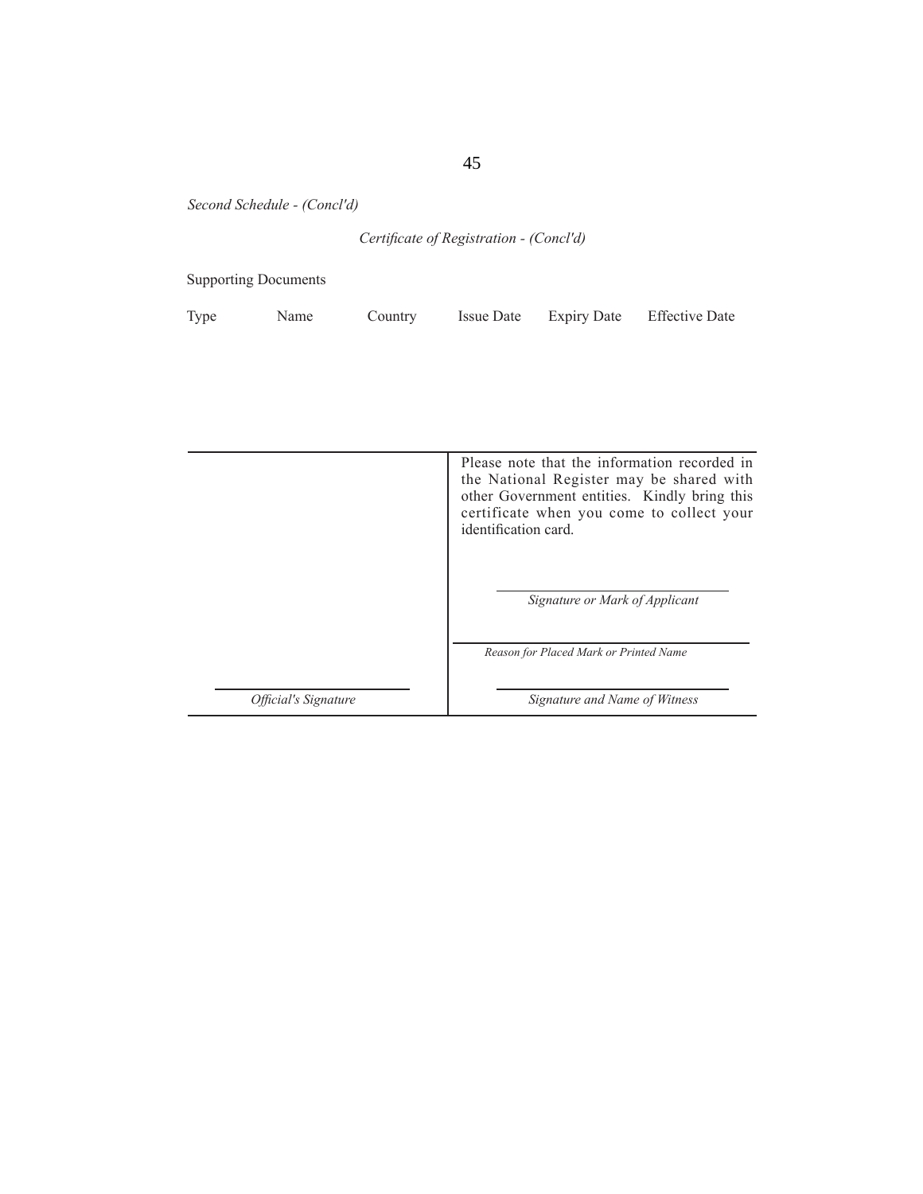*Second Schedule - (Concl'd)*

*Certificate of Registration - (Concl'd)*

Supporting Documents

| Type | Name | Country | Issue Date | Expiry Date | Effective Date |
| --- | --- | --- | --- | --- | --- |
| | | | | | |

| | Please note that the information recorded in the National Register may be shared with other Government entities. Kindly bring this certificate when you come to collect your identification card. |
| --- | --- |
| | *Signature or Mark of Applicant* |
| | *Reason for Placed Mark or Printed Name* |
| *Official's Signature* | *Signature and Name of Witness* |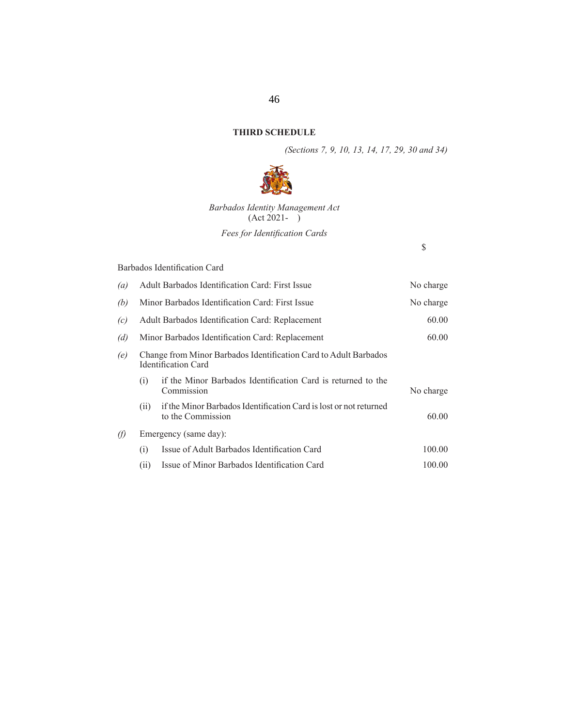## THIRD SCHEDULE

*(Sections 7, 9, 10, 13, 14, 17, 29, 30 and 34)*

*Barbados Identity Management Act*
(Act 2021- )

*Fees for Identification Cards*

| | | | $ |
|---|---|---|---|
| Barbados Identification Card | | | |
| *(a)* | Adult Barbados Identification Card: First Issue | | No charge |
| *(b)* | Minor Barbados Identification Card: First Issue | | No charge |
| *(c)* | Adult Barbados Identification Card: Replacement | | 60.00 |
| *(d)* | Minor Barbados Identification Card: Replacement | | 60.00 |
| *(e)* | Change from Minor Barbados Identification Card to Adult Barbados Identification Card | | |
| | (i) | if the Minor Barbados Identification Card is returned to the Commission | No charge |
| | (ii) | if the Minor Barbados Identification Card is lost or not returned to the Commission | 60.00 |
| *(f)* | Emergency (same day): | | |
| | (i) | Issue of Adult Barbados Identification Card | 100.00 |
| | (ii) | Issue of Minor Barbados Identification Card | 100.00 |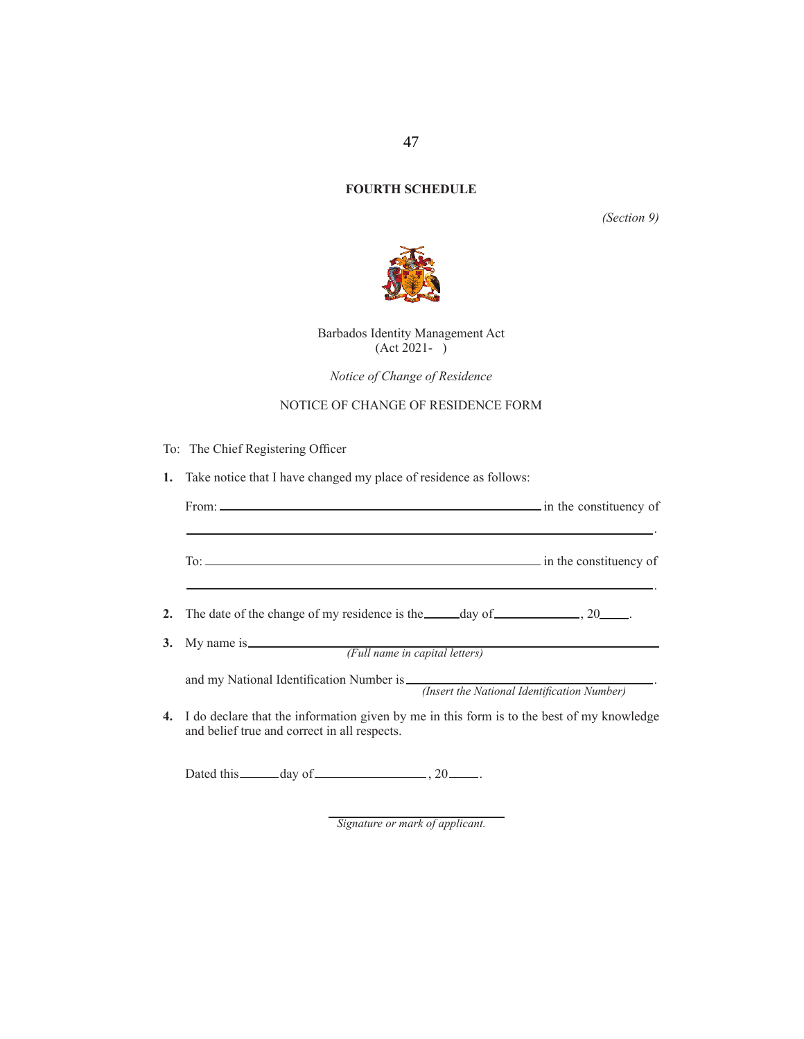## FOURTH SCHEDULE

*(Section 9)*

Barbados Identity Management Act
(Act 2021- )

*Notice of Change of Residence*

NOTICE OF CHANGE OF RESIDENCE FORM

To: The Chief Registering Officer

**1.** Take notice that I have changed my place of residence as follows:

From: ______________________________________ in the constituency of
______________________________________________________________.

To: ________________________________________ in the constituency of
______________________________________________________________.

**2.** The date of the change of my residence is the ______ day of _____________, 20_____.

**3.** My name is ______________________________________________________
*(Full name in capital letters)*

and my National Identification Number is ___________________________________.
*(Insert the National Identification Number)*

**4.** I do declare that the information given by me in this form is to the best of my knowledge and belief true and correct in all respects.

Dated this ______ day of ________________, 20_____.

______________________________
*Signature or mark of applicant.*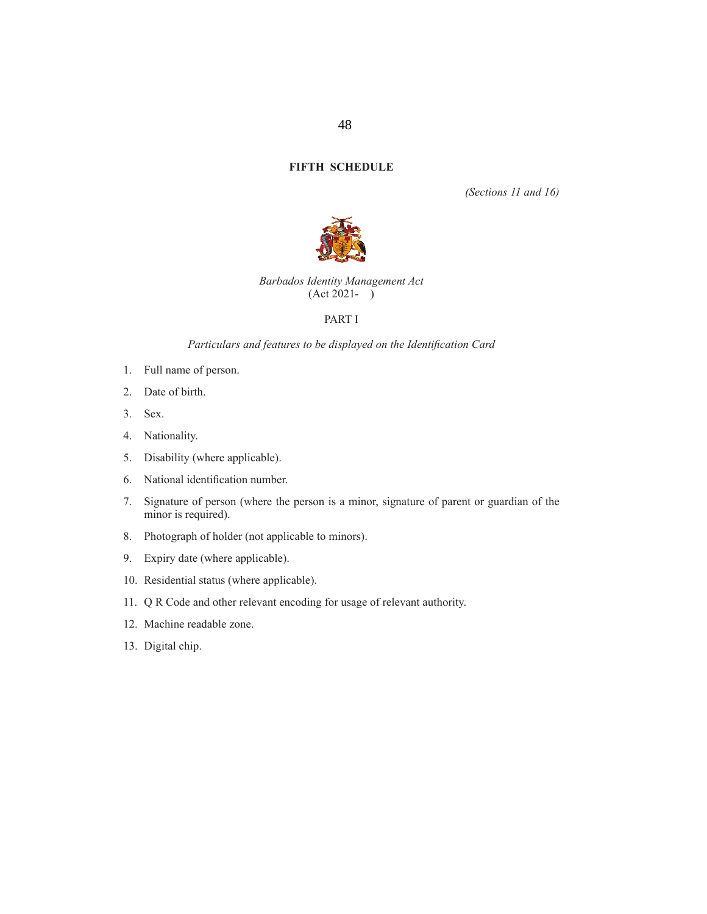# FIFTH SCHEDULE

*(Sections 11 and 16)*

*Barbados Identity Management Act*
(Act 2021- )

## PART I

*Particulars and features to be displayed on the Identification Card*

1. Full name of person.
2. Date of birth.
3. Sex.
4. Nationality.
5. Disability (where applicable).
6. National identification number.
7. Signature of person (where the person is a minor, signature of parent or guardian of the minor is required).
8. Photograph of holder (not applicable to minors).
9. Expiry date (where applicable).
10. Residential status (where applicable).
11. Q R Code and other relevant encoding for usage of relevant authority.
12. Machine readable zone.
13. Digital chip.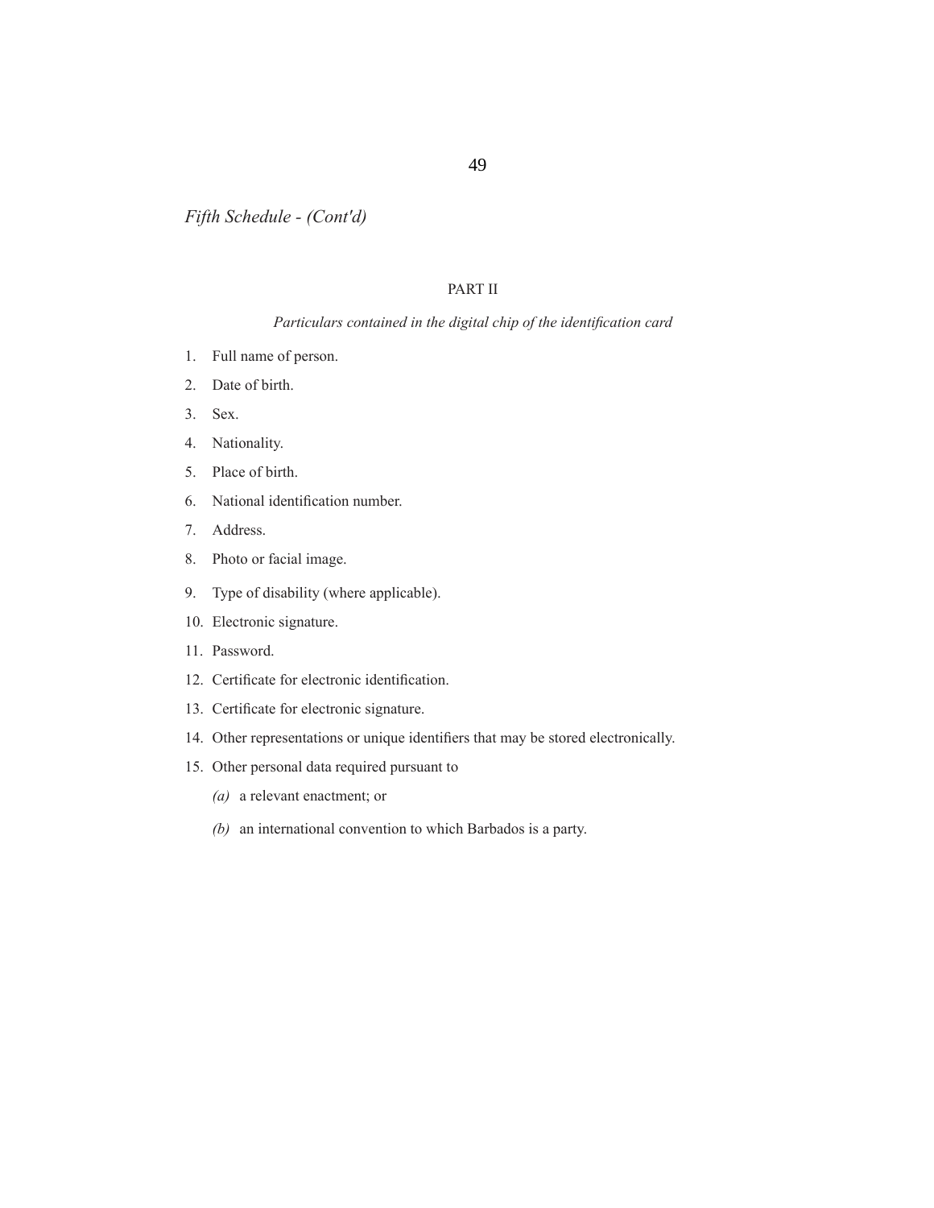*Fifth Schedule - (Cont'd)*

## PART II

*Particulars contained in the digital chip of the identification card*

1. Full name of person.
2. Date of birth.
3. Sex.
4. Nationality.
5. Place of birth.
6. National identification number.
7. Address.
8. Photo or facial image.
9. Type of disability (where applicable).
10. Electronic signature.
11. Password.
12. Certificate for electronic identification.
13. Certificate for electronic signature.
14. Other representations or unique identifiers that may be stored electronically.
15. Other personal data required pursuant to

    *(a)* a relevant enactment; or

    *(b)* an international convention to which Barbados is a party.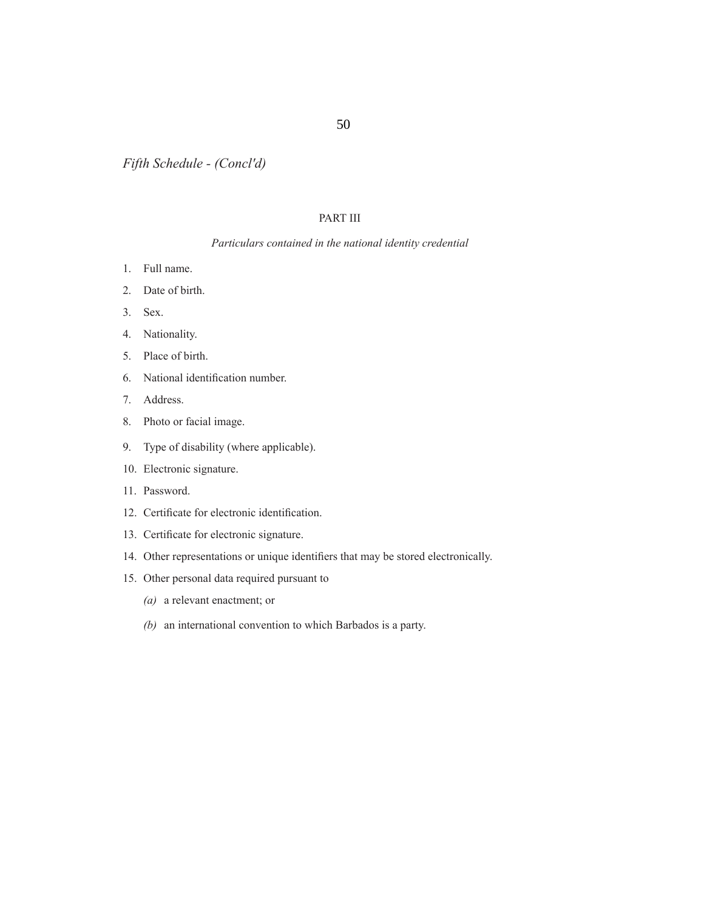*Fifth Schedule - (Concl'd)*

## PART III

*Particulars contained in the national identity credential*

1. Full name.
2. Date of birth.
3. Sex.
4. Nationality.
5. Place of birth.
6. National identification number.
7. Address.
8. Photo or facial image.
9. Type of disability (where applicable).
10. Electronic signature.
11. Password.
12. Certificate for electronic identification.
13. Certificate for electronic signature.
14. Other representations or unique identifiers that may be stored electronically.
15. Other personal data required pursuant to

    *(a)* a relevant enactment; or

    *(b)* an international convention to which Barbados is a party.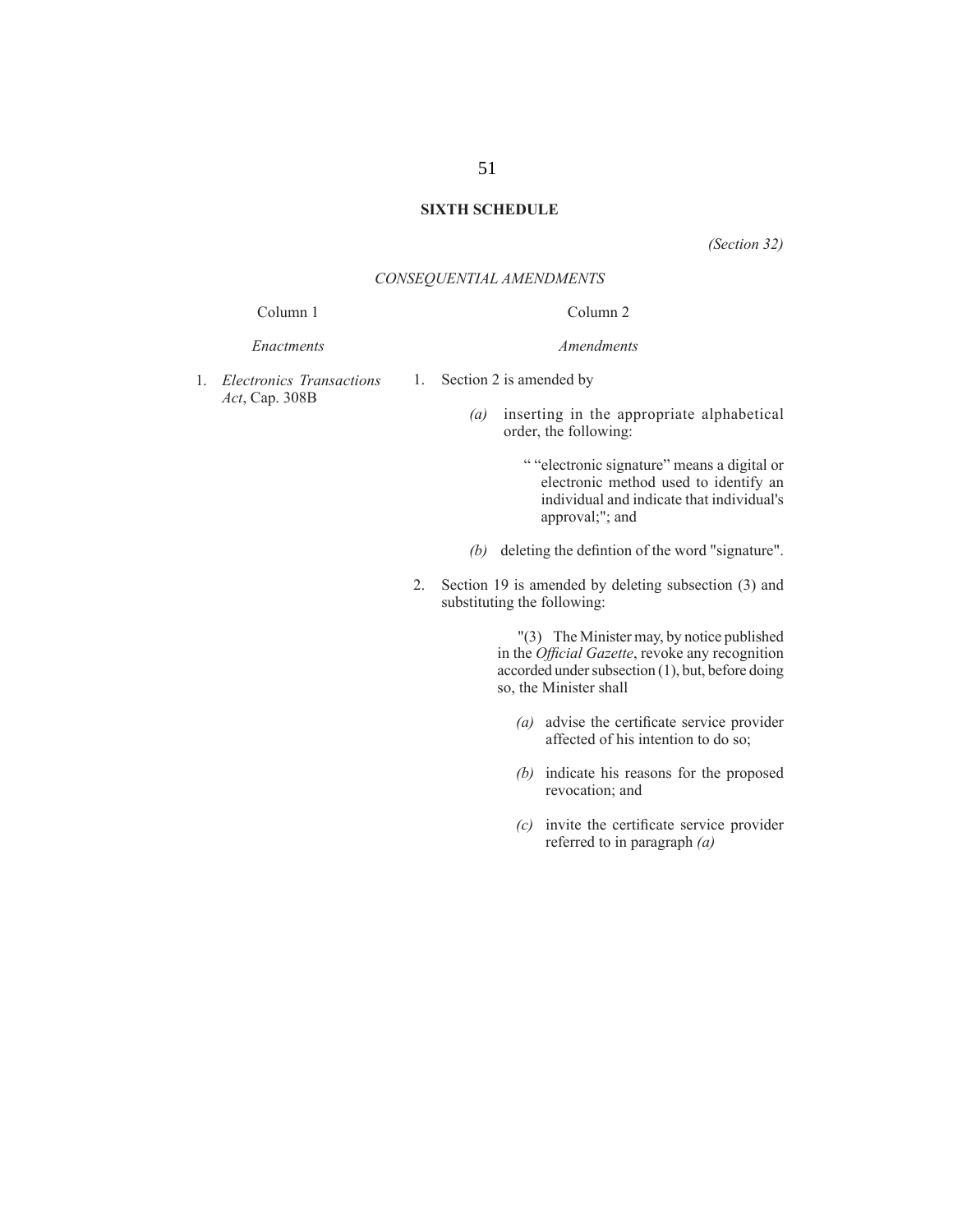## SIXTH SCHEDULE

*(Section 32)*

*CONSEQUENTIAL AMENDMENTS*

| Column 1 | Column 2 |
|---|---|
| *Enactments* | *Amendments* |
| 1. *Electronics Transactions Act*, Cap. 308B | 1. Section 2 is amended by |

*(a)* inserting in the appropriate alphabetical order, the following:

> " "electronic signature" means a digital or electronic method used to identify an individual and indicate that individual's approval;"; and

*(b)* deleting the defintion of the word "signature".

2. Section 19 is amended by deleting subsection (3) and substituting the following:

> "(3) The Minister may, by notice published in the *Official Gazette*, revoke any recognition accorded under subsection (1), but, before doing so, the Minister shall
>
> *(a)* advise the certificate service provider affected of his intention to do so;
>
> *(b)* indicate his reasons for the proposed revocation; and
>
> *(c)* invite the certificate service provider referred to in paragraph *(a)*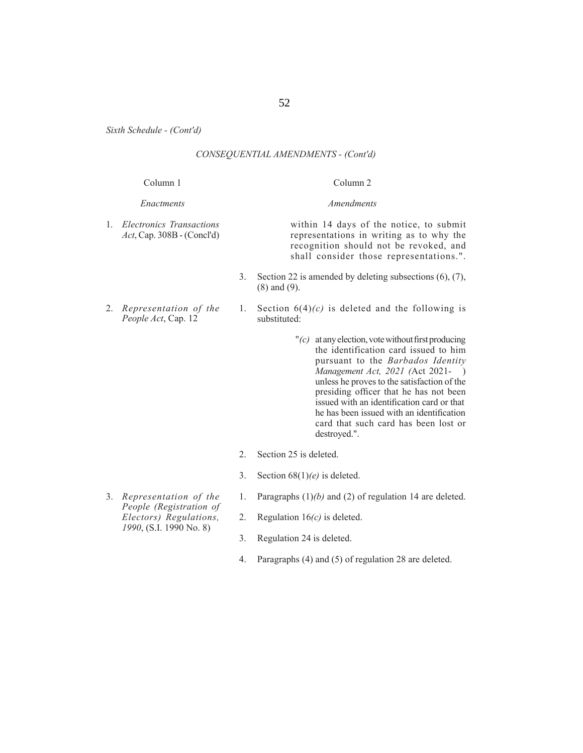*Sixth Schedule - (Cont'd)*

*CONSEQUENTIAL AMENDMENTS - (Cont'd)*

| Column 1 | Column 2 |
|---|---|
| *Enactments* | *Amendments* |
| 1. *Electronics Transactions Act*, Cap. 308B - (Concl'd) | within 14 days of the notice, to submit representations in writing as to why the recognition should not be revoked, and shall consider those representations.". |
| | 3. Section 22 is amended by deleting subsections (6), (7), (8) and (9). |
| 2. *Representation of the People Act*, Cap. 12 | 1. Section 6(4)*(c)* is deleted and the following is substituted: "*(c)* at any election, vote without first producing the identification card issued to him pursuant to the *Barbados Identity Management Act, 2021 (*Act 2021- ) unless he proves to the satisfaction of the presiding officer that he has not been issued with an identification card or that he has been issued with an identification card that such card has been lost or destroyed.". |
| | 2. Section 25 is deleted. |
| | 3. Section 68(1)*(e)* is deleted. |
| 3. *Representation of the People (Registration of Electors) Regulations, 1990*, (S.I. 1990 No. 8) | 1. Paragraphs (1)*(b)* and (2) of regulation 14 are deleted. |
| | 2. Regulation 16*(c)* is deleted. |
| | 3. Regulation 24 is deleted. |
| | 4. Paragraphs (4) and (5) of regulation 28 are deleted. |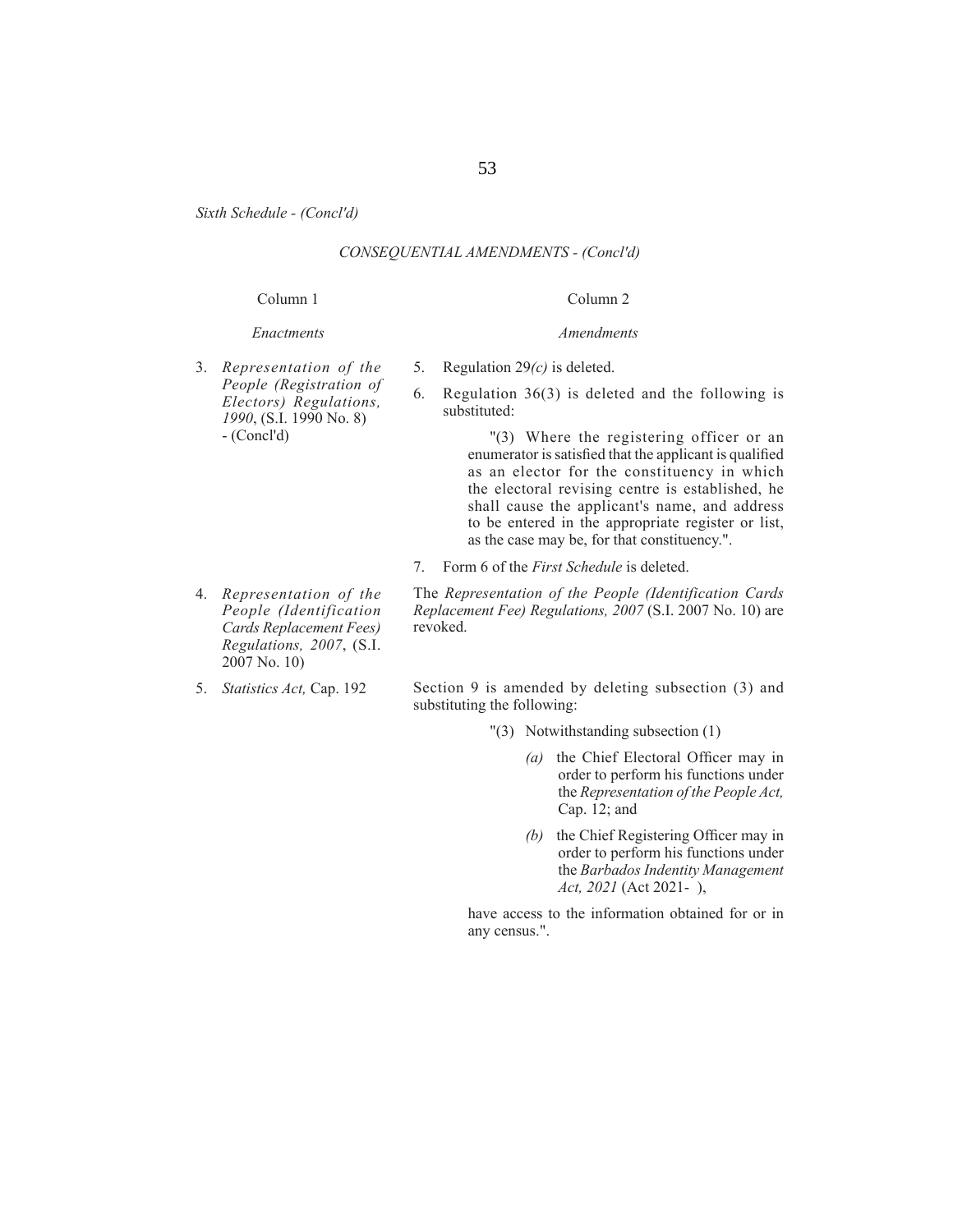*Sixth Schedule - (Concl'd)*

*CONSEQUENTIAL AMENDMENTS - (Concl'd)*

| Column 1 | Column 2 |
|---|---|
| *Enactments* | *Amendments* |
| 3. *Representation of the People (Registration of Electors) Regulations, 1990*, (S.I. 1990 No. 8) - (Concl'd) | 5. Regulation 29*(c)* is deleted.<br><br>6. Regulation 36(3) is deleted and the following is substituted:<br><br>"(3) Where the registering officer or an enumerator is satisfied that the applicant is qualified as an elector for the constituency in which the electoral revising centre is established, he shall cause the applicant's name, and address to be entered in the appropriate register or list, as the case may be, for that constituency.".<br><br>7. Form 6 of the *First Schedule* is deleted. |
| 4. *Representation of the People (Identification Cards Replacement Fees) Regulations, 2007*, (S.I. 2007 No. 10) | The *Representation of the People (Identification Cards Replacement Fee) Regulations, 2007* (S.I. 2007 No. 10) are revoked. |
| 5. *Statistics Act,* Cap. 192 | Section 9 is amended by deleting subsection (3) and substituting the following:<br><br>"(3) Notwithstanding subsection (1)<br><br>*(a)* the Chief Electoral Officer may in order to perform his functions under the *Representation of the People Act,* Cap. 12; and<br><br>*(b)* the Chief Registering Officer may in order to perform his functions under the *Barbados Indentity Management Act, 2021* (Act 2021- ),<br><br>have access to the information obtained for or in any census.". |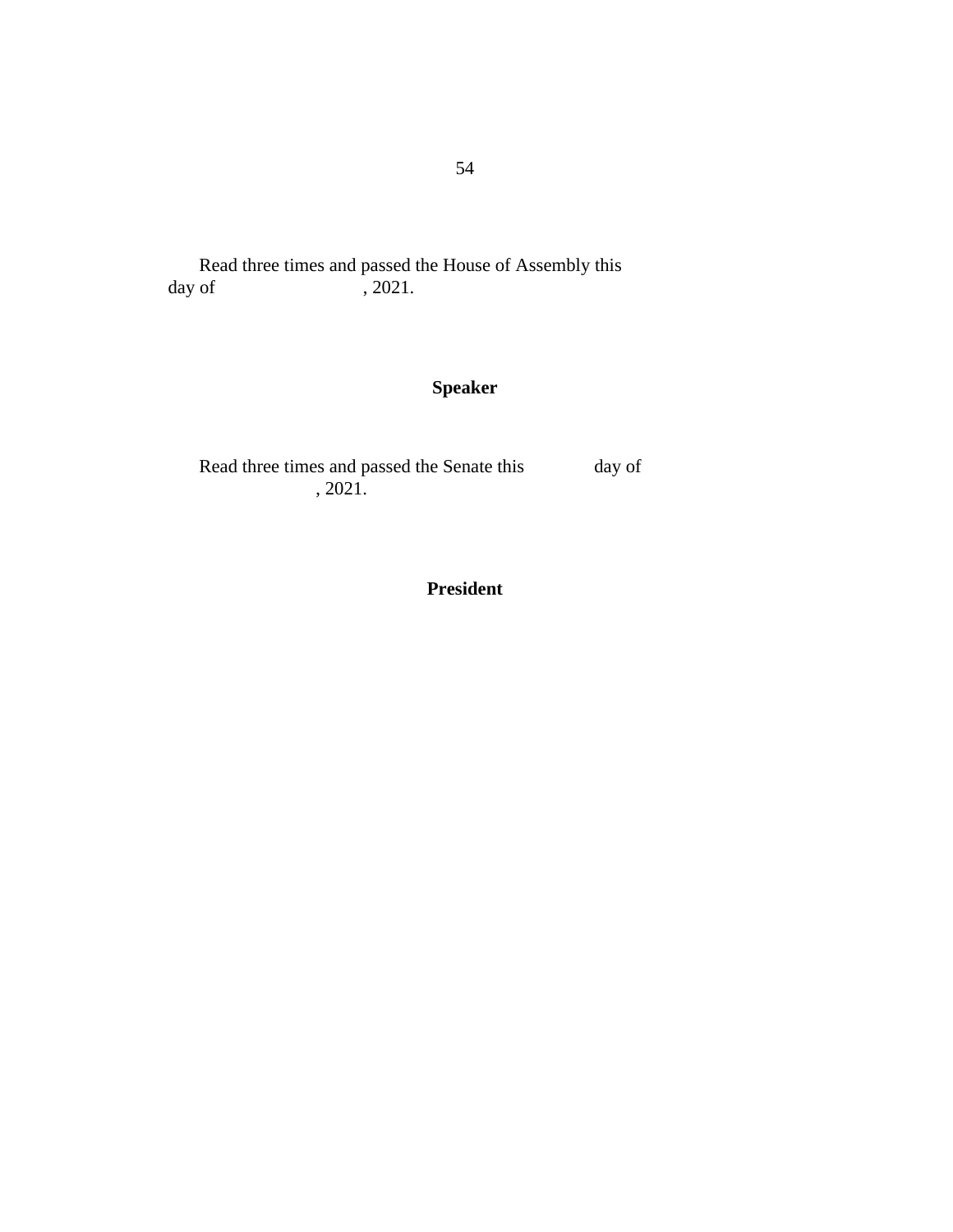Read three times and passed the House of Assembly this day of , 2021.

**Speaker**

Read three times and passed the Senate this day of , 2021.

**President**